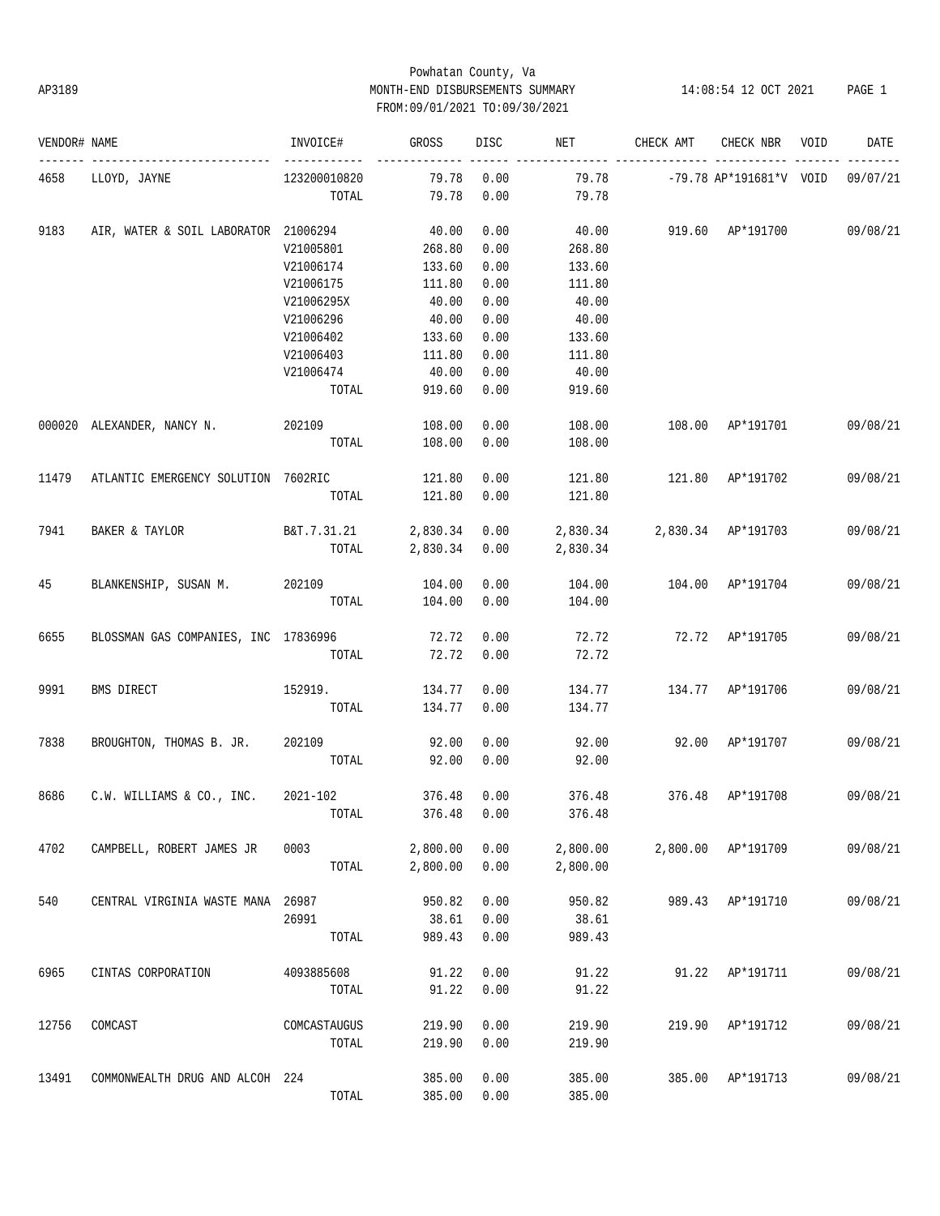Powhatan County, Va
AP3189 MONTH-END DISBURSEMENTS SUMMARY 14:08:54 12 OCT 2021
FROM:09/01/2021 TO:09/30/2021

| VENDOR# | NAME | INVOICE# | GROSS | DISC | NET | CHECK AMT | CHECK NBR | VOID | DATE |
|---|---|---|---|---|---|---|---|---|---|
| 4658 | LLOYD, JAYNE | 123200010820 | 79.78 | 0.00 | 79.78 | -79.78 | AP*191681*V | VOID | 09/07/21 |
| | | TOTAL | 79.78 | 0.00 | 79.78 | | | | |
| 9183 | AIR, WATER & SOIL LABORATOR | 21006294 | 40.00 | 0.00 | 40.00 | 919.60 | AP*191700 | | 09/08/21 |
| | | V21005801 | 268.80 | 0.00 | 268.80 | | | | |
| | | V21006174 | 133.60 | 0.00 | 133.60 | | | | |
| | | V21006175 | 111.80 | 0.00 | 111.80 | | | | |
| | | V21006295X | 40.00 | 0.00 | 40.00 | | | | |
| | | V21006296 | 40.00 | 0.00 | 40.00 | | | | |
| | | V21006402 | 133.60 | 0.00 | 133.60 | | | | |
| | | V21006403 | 111.80 | 0.00 | 111.80 | | | | |
| | | V21006474 | 40.00 | 0.00 | 40.00 | | | | |
| | | TOTAL | 919.60 | 0.00 | 919.60 | | | | |
| 000020 | ALEXANDER, NANCY N. | 202109 | 108.00 | 0.00 | 108.00 | 108.00 | AP*191701 | | 09/08/21 |
| | | TOTAL | 108.00 | 0.00 | 108.00 | | | | |
| 11479 | ATLANTIC EMERGENCY SOLUTION | 7602RIC | 121.80 | 0.00 | 121.80 | 121.80 | AP*191702 | | 09/08/21 |
| | | TOTAL | 121.80 | 0.00 | 121.80 | | | | |
| 7941 | BAKER & TAYLOR | B&T.7.31.21 | 2,830.34 | 0.00 | 2,830.34 | 2,830.34 | AP*191703 | | 09/08/21 |
| | | TOTAL | 2,830.34 | 0.00 | 2,830.34 | | | | |
| 45 | BLANKENSHIP, SUSAN M. | 202109 | 104.00 | 0.00 | 104.00 | 104.00 | AP*191704 | | 09/08/21 |
| | | TOTAL | 104.00 | 0.00 | 104.00 | | | | |
| 6655 | BLOSSMAN GAS COMPANIES, INC | 17836996 | 72.72 | 0.00 | 72.72 | 72.72 | AP*191705 | | 09/08/21 |
| | | TOTAL | 72.72 | 0.00 | 72.72 | | | | |
| 9991 | BMS DIRECT | 152919. | 134.77 | 0.00 | 134.77 | 134.77 | AP*191706 | | 09/08/21 |
| | | TOTAL | 134.77 | 0.00 | 134.77 | | | | |
| 7838 | BROUGHTON, THOMAS B. JR. | 202109 | 92.00 | 0.00 | 92.00 | 92.00 | AP*191707 | | 09/08/21 |
| | | TOTAL | 92.00 | 0.00 | 92.00 | | | | |
| 8686 | C.W. WILLIAMS & CO., INC. | 2021-102 | 376.48 | 0.00 | 376.48 | 376.48 | AP*191708 | | 09/08/21 |
| | | TOTAL | 376.48 | 0.00 | 376.48 | | | | |
| 4702 | CAMPBELL, ROBERT JAMES JR | 0003 | 2,800.00 | 0.00 | 2,800.00 | 2,800.00 | AP*191709 | | 09/08/21 |
| | | TOTAL | 2,800.00 | 0.00 | 2,800.00 | | | | |
| 540 | CENTRAL VIRGINIA WASTE MANA | 26987 | 950.82 | 0.00 | 950.82 | 989.43 | AP*191710 | | 09/08/21 |
| | | 26991 | 38.61 | 0.00 | 38.61 | | | | |
| | | TOTAL | 989.43 | 0.00 | 989.43 | | | | |
| 6965 | CINTAS CORPORATION | 4093885608 | 91.22 | 0.00 | 91.22 | 91.22 | AP*191711 | | 09/08/21 |
| | | TOTAL | 91.22 | 0.00 | 91.22 | | | | |
| 12756 | COMCAST | COMCASTAUGUS | 219.90 | 0.00 | 219.90 | 219.90 | AP*191712 | | 09/08/21 |
| | | TOTAL | 219.90 | 0.00 | 219.90 | | | | |
| 13491 | COMMONWEALTH DRUG AND ALCOH | 224 | 385.00 | 0.00 | 385.00 | 385.00 | AP*191713 | | 09/08/21 |
| | | TOTAL | 385.00 | 0.00 | 385.00 | | | | |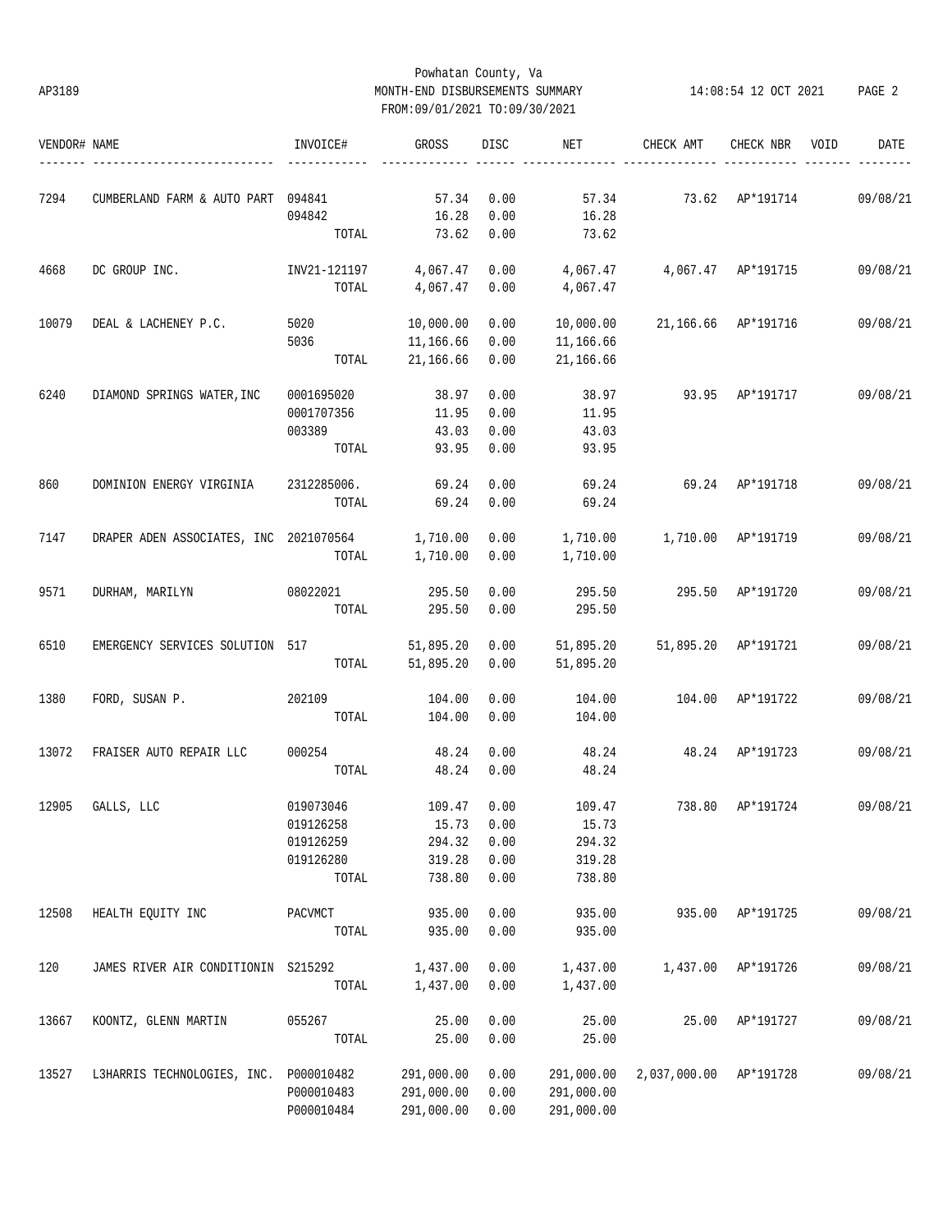Powhatan County, Va

AP3189 MONTH-END DISBURSEMENTS SUMMARY 14:08:54 12 OCT 2021

FROM:09/01/2021 TO:09/30/2021

| VENDOR# | NAME | INVOICE# | GROSS | DISC | NET | CHECK AMT | CHECK NBR | VOID | DATE |
|---|---|---|---|---|---|---|---|---|---|
| 7294 | CUMBERLAND FARM & AUTO PART | 094841 | 57.34 | 0.00 | 57.34 | 73.62 | AP*191714 | | 09/08/21 |
| | | 094842 | 16.28 | 0.00 | 16.28 | | | | |
| | | TOTAL | 73.62 | 0.00 | 73.62 | | | | |
| 4668 | DC GROUP INC. | INV21-121197 | 4,067.47 | 0.00 | 4,067.47 | 4,067.47 | AP*191715 | | 09/08/21 |
| | | TOTAL | 4,067.47 | 0.00 | 4,067.47 | | | | |
| 10079 | DEAL & LACHENEY P.C. | 5020 | 10,000.00 | 0.00 | 10,000.00 | 21,166.66 | AP*191716 | | 09/08/21 |
| | | 5036 | 11,166.66 | 0.00 | 11,166.66 | | | | |
| | | TOTAL | 21,166.66 | 0.00 | 21,166.66 | | | | |
| 6240 | DIAMOND SPRINGS WATER,INC | 0001695020 | 38.97 | 0.00 | 38.97 | 93.95 | AP*191717 | | 09/08/21 |
| | | 0001707356 | 11.95 | 0.00 | 11.95 | | | | |
| | | 003389 | 43.03 | 0.00 | 43.03 | | | | |
| | | TOTAL | 93.95 | 0.00 | 93.95 | | | | |
| 860 | DOMINION ENERGY VIRGINIA | 2312285006. | 69.24 | 0.00 | 69.24 | 69.24 | AP*191718 | | 09/08/21 |
| | | TOTAL | 69.24 | 0.00 | 69.24 | | | | |
| 7147 | DRAPER ADEN ASSOCIATES, INC | 2021070564 | 1,710.00 | 0.00 | 1,710.00 | 1,710.00 | AP*191719 | | 09/08/21 |
| | | TOTAL | 1,710.00 | 0.00 | 1,710.00 | | | | |
| 9571 | DURHAM, MARILYN | 08022021 | 295.50 | 0.00 | 295.50 | 295.50 | AP*191720 | | 09/08/21 |
| | | TOTAL | 295.50 | 0.00 | 295.50 | | | | |
| 6510 | EMERGENCY SERVICES SOLUTION | 517 | 51,895.20 | 0.00 | 51,895.20 | 51,895.20 | AP*191721 | | 09/08/21 |
| | | TOTAL | 51,895.20 | 0.00 | 51,895.20 | | | | |
| 1380 | FORD, SUSAN P. | 202109 | 104.00 | 0.00 | 104.00 | 104.00 | AP*191722 | | 09/08/21 |
| | | TOTAL | 104.00 | 0.00 | 104.00 | | | | |
| 13072 | FRAISER AUTO REPAIR LLC | 000254 | 48.24 | 0.00 | 48.24 | 48.24 | AP*191723 | | 09/08/21 |
| | | TOTAL | 48.24 | 0.00 | 48.24 | | | | |
| 12905 | GALLS, LLC | 019073046 | 109.47 | 0.00 | 109.47 | 738.80 | AP*191724 | | 09/08/21 |
| | | 019126258 | 15.73 | 0.00 | 15.73 | | | | |
| | | 019126259 | 294.32 | 0.00 | 294.32 | | | | |
| | | 019126280 | 319.28 | 0.00 | 319.28 | | | | |
| | | TOTAL | 738.80 | 0.00 | 738.80 | | | | |
| 12508 | HEALTH EQUITY INC | PACVMCT | 935.00 | 0.00 | 935.00 | 935.00 | AP*191725 | | 09/08/21 |
| | | TOTAL | 935.00 | 0.00 | 935.00 | | | | |
| 120 | JAMES RIVER AIR CONDITIONIN | S215292 | 1,437.00 | 0.00 | 1,437.00 | 1,437.00 | AP*191726 | | 09/08/21 |
| | | TOTAL | 1,437.00 | 0.00 | 1,437.00 | | | | |
| 13667 | KOONTZ, GLENN MARTIN | 055267 | 25.00 | 0.00 | 25.00 | 25.00 | AP*191727 | | 09/08/21 |
| | | TOTAL | 25.00 | 0.00 | 25.00 | | | | |
| 13527 | L3HARRIS TECHNOLOGIES, INC. | P000010482 | 291,000.00 | 0.00 | 291,000.00 | 2,037,000.00 | AP*191728 | | 09/08/21 |
| | | P000010483 | 291,000.00 | 0.00 | 291,000.00 | | | | |
| | | P000010484 | 291,000.00 | 0.00 | 291,000.00 | | | | |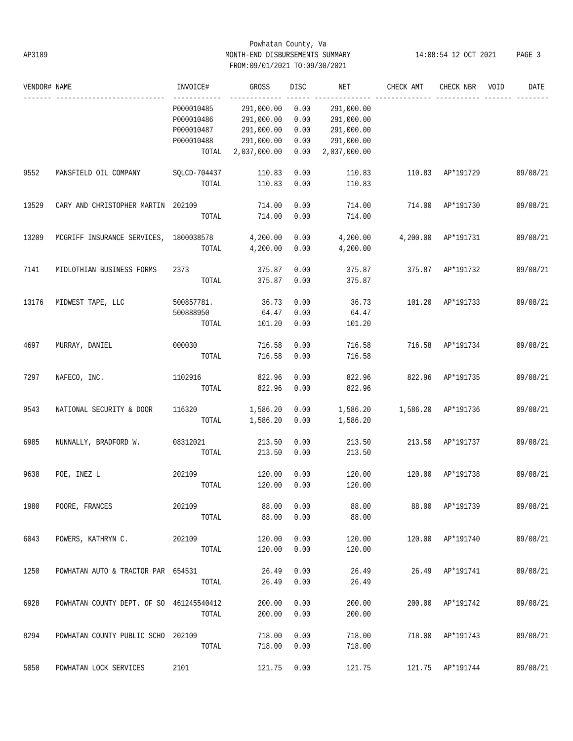Powhatan County, Va
MONTH-END DISBURSEMENTS SUMMARY
FROM:09/01/2021 TO:09/30/2021

AP3189 14:08:54 12 OCT 2021

| VENDOR# | NAME | INVOICE# | GROSS | DISC | NET | CHECK AMT | CHECK NBR | VOID | DATE |
|---|---|---|---|---|---|---|---|---|---|
| | | P000010485 | 291,000.00 | 0.00 | 291,000.00 | | | | |
| | | P000010486 | 291,000.00 | 0.00 | 291,000.00 | | | | |
| | | P000010487 | 291,000.00 | 0.00 | 291,000.00 | | | | |
| | | P000010488 | 291,000.00 | 0.00 | 291,000.00 | | | | |
| | | TOTAL | 2,037,000.00 | 0.00 | 2,037,000.00 | | | | |
| 9552 | MANSFIELD OIL COMPANY | SQLCD-704437 | 110.83 | 0.00 | 110.83 | 110.83 | AP*191729 | | 09/08/21 |
| | | TOTAL | 110.83 | 0.00 | 110.83 | | | | |
| 13529 | CARY AND CHRISTOPHER MARTIN | 202109 | 714.00 | 0.00 | 714.00 | 714.00 | AP*191730 | | 09/08/21 |
| | | TOTAL | 714.00 | 0.00 | 714.00 | | | | |
| 13209 | MCGRIFF INSURANCE SERVICES, | 1800038578 | 4,200.00 | 0.00 | 4,200.00 | 4,200.00 | AP*191731 | | 09/08/21 |
| | | TOTAL | 4,200.00 | 0.00 | 4,200.00 | | | | |
| 7141 | MIDLOTHIAN BUSINESS FORMS | 2373 | 375.87 | 0.00 | 375.87 | 375.87 | AP*191732 | | 09/08/21 |
| | | TOTAL | 375.87 | 0.00 | 375.87 | | | | |
| 13176 | MIDWEST TAPE, LLC | 500857781. | 36.73 | 0.00 | 36.73 | 101.20 | AP*191733 | | 09/08/21 |
| | | 500888950 | 64.47 | 0.00 | 64.47 | | | | |
| | | TOTAL | 101.20 | 0.00 | 101.20 | | | | |
| 4697 | MURRAY, DANIEL | 000030 | 716.58 | 0.00 | 716.58 | 716.58 | AP*191734 | | 09/08/21 |
| | | TOTAL | 716.58 | 0.00 | 716.58 | | | | |
| 7297 | NAFECO, INC. | 1102916 | 822.96 | 0.00 | 822.96 | 822.96 | AP*191735 | | 09/08/21 |
| | | TOTAL | 822.96 | 0.00 | 822.96 | | | | |
| 9543 | NATIONAL SECURITY & DOOR | 116320 | 1,586.20 | 0.00 | 1,586.20 | 1,586.20 | AP*191736 | | 09/08/21 |
| | | TOTAL | 1,586.20 | 0.00 | 1,586.20 | | | | |
| 6985 | NUNNALLY, BRADFORD W. | 08312021 | 213.50 | 0.00 | 213.50 | 213.50 | AP*191737 | | 09/08/21 |
| | | TOTAL | 213.50 | 0.00 | 213.50 | | | | |
| 9638 | POE, INEZ L | 202109 | 120.00 | 0.00 | 120.00 | 120.00 | AP*191738 | | 09/08/21 |
| | | TOTAL | 120.00 | 0.00 | 120.00 | | | | |
| 1980 | POORE, FRANCES | 202109 | 88.00 | 0.00 | 88.00 | 88.00 | AP*191739 | | 09/08/21 |
| | | TOTAL | 88.00 | 0.00 | 88.00 | | | | |
| 6043 | POWERS, KATHRYN C. | 202109 | 120.00 | 0.00 | 120.00 | 120.00 | AP*191740 | | 09/08/21 |
| | | TOTAL | 120.00 | 0.00 | 120.00 | | | | |
| 1250 | POWHATAN AUTO & TRACTOR PAR | 654531 | 26.49 | 0.00 | 26.49 | 26.49 | AP*191741 | | 09/08/21 |
| | | TOTAL | 26.49 | 0.00 | 26.49 | | | | |
| 6928 | POWHATAN COUNTY DEPT. OF SO | 461245540412 | 200.00 | 0.00 | 200.00 | 200.00 | AP*191742 | | 09/08/21 |
| | | TOTAL | 200.00 | 0.00 | 200.00 | | | | |
| 8294 | POWHATAN COUNTY PUBLIC SCHO | 202109 | 718.00 | 0.00 | 718.00 | 718.00 | AP*191743 | | 09/08/21 |
| | | TOTAL | 718.00 | 0.00 | 718.00 | | | | |
| 5050 | POWHATAN LOCK SERVICES | 2101 | 121.75 | 0.00 | 121.75 | 121.75 | AP*191744 | | 09/08/21 |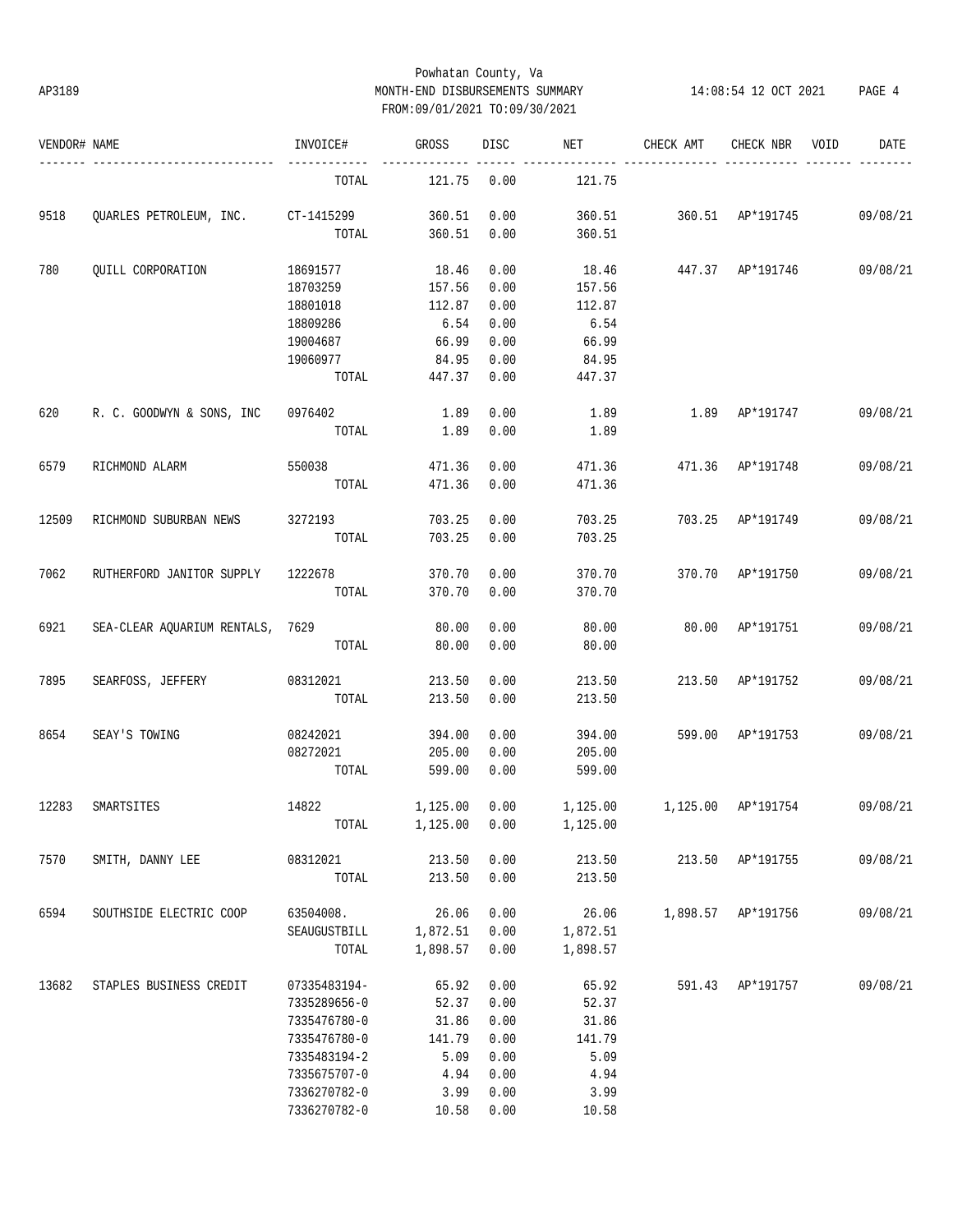Powhatan County, Va
AP3189 MONTH-END DISBURSEMENTS SUMMARY 14:08:54 12 OCT 2021
FROM:09/01/2021 TO:09/30/2021

| VENDOR# | NAME | INVOICE# | GROSS | DISC | NET | CHECK AMT | CHECK NBR | VOID | DATE |
|---|---|---|---|---|---|---|---|---|---|
| | | TOTAL | 121.75 | 0.00 | 121.75 | | | | |
| 9518 | QUARLES PETROLEUM, INC. | CT-1415299 | 360.51 | 0.00 | 360.51 | 360.51 | AP*191745 | | 09/08/21 |
| | | TOTAL | 360.51 | 0.00 | 360.51 | | | | |
| 780 | QUILL CORPORATION | 18691577 | 18.46 | 0.00 | 18.46 | 447.37 | AP*191746 | | 09/08/21 |
| | | 18703259 | 157.56 | 0.00 | 157.56 | | | | |
| | | 18801018 | 112.87 | 0.00 | 112.87 | | | | |
| | | 18809286 | 6.54 | 0.00 | 6.54 | | | | |
| | | 19004687 | 66.99 | 0.00 | 66.99 | | | | |
| | | 19060977 | 84.95 | 0.00 | 84.95 | | | | |
| | | TOTAL | 447.37 | 0.00 | 447.37 | | | | |
| 620 | R. C. GOODWYN & SONS, INC | 0976402 | 1.89 | 0.00 | 1.89 | 1.89 | AP*191747 | | 09/08/21 |
| | | TOTAL | 1.89 | 0.00 | 1.89 | | | | |
| 6579 | RICHMOND ALARM | 550038 | 471.36 | 0.00 | 471.36 | 471.36 | AP*191748 | | 09/08/21 |
| | | TOTAL | 471.36 | 0.00 | 471.36 | | | | |
| 12509 | RICHMOND SUBURBAN NEWS | 3272193 | 703.25 | 0.00 | 703.25 | 703.25 | AP*191749 | | 09/08/21 |
| | | TOTAL | 703.25 | 0.00 | 703.25 | | | | |
| 7062 | RUTHERFORD JANITOR SUPPLY | 1222678 | 370.70 | 0.00 | 370.70 | 370.70 | AP*191750 | | 09/08/21 |
| | | TOTAL | 370.70 | 0.00 | 370.70 | | | | |
| 6921 | SEA-CLEAR AQUARIUM RENTALS, | 7629 | 80.00 | 0.00 | 80.00 | 80.00 | AP*191751 | | 09/08/21 |
| | | TOTAL | 80.00 | 0.00 | 80.00 | | | | |
| 7895 | SEARFOSS, JEFFERY | 08312021 | 213.50 | 0.00 | 213.50 | 213.50 | AP*191752 | | 09/08/21 |
| | | TOTAL | 213.50 | 0.00 | 213.50 | | | | |
| 8654 | SEAY'S TOWING | 08242021 | 394.00 | 0.00 | 394.00 | 599.00 | AP*191753 | | 09/08/21 |
| | | 08272021 | 205.00 | 0.00 | 205.00 | | | | |
| | | TOTAL | 599.00 | 0.00 | 599.00 | | | | |
| 12283 | SMARTSITES | 14822 | 1,125.00 | 0.00 | 1,125.00 | 1,125.00 | AP*191754 | | 09/08/21 |
| | | TOTAL | 1,125.00 | 0.00 | 1,125.00 | | | | |
| 7570 | SMITH, DANNY LEE | 08312021 | 213.50 | 0.00 | 213.50 | 213.50 | AP*191755 | | 09/08/21 |
| | | TOTAL | 213.50 | 0.00 | 213.50 | | | | |
| 6594 | SOUTHSIDE ELECTRIC COOP | 63504008. | 26.06 | 0.00 | 26.06 | 1,898.57 | AP*191756 | | 09/08/21 |
| | | SEAUGUSTBILL | 1,872.51 | 0.00 | 1,872.51 | | | | |
| | | TOTAL | 1,898.57 | 0.00 | 1,898.57 | | | | |
| 13682 | STAPLES BUSINESS CREDIT | 07335483194- | 65.92 | 0.00 | 65.92 | 591.43 | AP*191757 | | 09/08/21 |
| | | 7335289656-0 | 52.37 | 0.00 | 52.37 | | | | |
| | | 7335476780-0 | 31.86 | 0.00 | 31.86 | | | | |
| | | 7335476780-0 | 141.79 | 0.00 | 141.79 | | | | |
| | | 7335483194-2 | 5.09 | 0.00 | 5.09 | | | | |
| | | 7335675707-0 | 4.94 | 0.00 | 4.94 | | | | |
| | | 7336270782-0 | 3.99 | 0.00 | 3.99 | | | | |
| | | 7336270782-0 | 10.58 | 0.00 | 10.58 | | | | |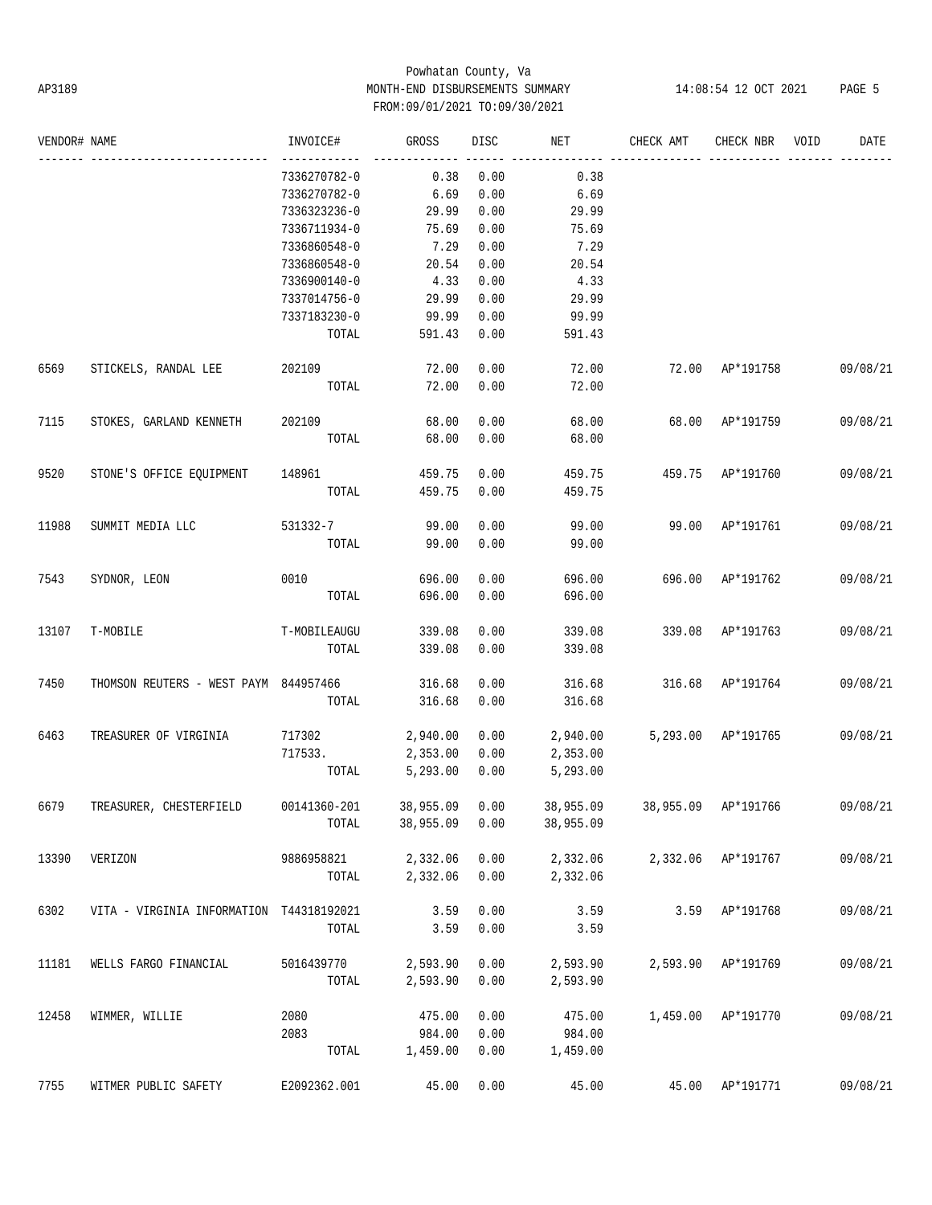Powhatan County, Va
AP3189 MONTH-END DISBURSEMENTS SUMMARY 14:08:54 12 OCT 2021
FROM:09/01/2021 TO:09/30/2021

| VENDOR# | NAME | INVOICE# | GROSS | DISC | NET | CHECK AMT | CHECK NBR | VOID | DATE |
|---|---|---|---|---|---|---|---|---|---|
| | | 7336270782-0 | 0.38 | 0.00 | 0.38 | | | | |
| | | 7336270782-0 | 6.69 | 0.00 | 6.69 | | | | |
| | | 7336323236-0 | 29.99 | 0.00 | 29.99 | | | | |
| | | 7336711934-0 | 75.69 | 0.00 | 75.69 | | | | |
| | | 7336860548-0 | 7.29 | 0.00 | 7.29 | | | | |
| | | 7336860548-0 | 20.54 | 0.00 | 20.54 | | | | |
| | | 7336900140-0 | 4.33 | 0.00 | 4.33 | | | | |
| | | 7337014756-0 | 29.99 | 0.00 | 29.99 | | | | |
| | | 7337183230-0 | 99.99 | 0.00 | 99.99 | | | | |
| | | TOTAL | 591.43 | 0.00 | 591.43 | | | | |
| 6569 | STICKELS, RANDAL LEE | 202109 | 72.00 | 0.00 | 72.00 | 72.00 | AP*191758 | | 09/08/21 |
| | | TOTAL | 72.00 | 0.00 | 72.00 | | | | |
| 7115 | STOKES, GARLAND KENNETH | 202109 | 68.00 | 0.00 | 68.00 | 68.00 | AP*191759 | | 09/08/21 |
| | | TOTAL | 68.00 | 0.00 | 68.00 | | | | |
| 9520 | STONE'S OFFICE EQUIPMENT | 148961 | 459.75 | 0.00 | 459.75 | 459.75 | AP*191760 | | 09/08/21 |
| | | TOTAL | 459.75 | 0.00 | 459.75 | | | | |
| 11988 | SUMMIT MEDIA LLC | 531332-7 | 99.00 | 0.00 | 99.00 | 99.00 | AP*191761 | | 09/08/21 |
| | | TOTAL | 99.00 | 0.00 | 99.00 | | | | |
| 7543 | SYDNOR, LEON | 0010 | 696.00 | 0.00 | 696.00 | 696.00 | AP*191762 | | 09/08/21 |
| | | TOTAL | 696.00 | 0.00 | 696.00 | | | | |
| 13107 | T-MOBILE | T-MOBILEAUGU | 339.08 | 0.00 | 339.08 | 339.08 | AP*191763 | | 09/08/21 |
| | | TOTAL | 339.08 | 0.00 | 339.08 | | | | |
| 7450 | THOMSON REUTERS - WEST PAYM | 844957466 | 316.68 | 0.00 | 316.68 | 316.68 | AP*191764 | | 09/08/21 |
| | | TOTAL | 316.68 | 0.00 | 316.68 | | | | |
| 6463 | TREASURER OF VIRGINIA | 717302 | 2,940.00 | 0.00 | 2,940.00 | 5,293.00 | AP*191765 | | 09/08/21 |
| | | 717533. | 2,353.00 | 0.00 | 2,353.00 | | | | |
| | | TOTAL | 5,293.00 | 0.00 | 5,293.00 | | | | |
| 6679 | TREASURER, CHESTERFIELD | 00141360-201 | 38,955.09 | 0.00 | 38,955.09 | 38,955.09 | AP*191766 | | 09/08/21 |
| | | TOTAL | 38,955.09 | 0.00 | 38,955.09 | | | | |
| 13390 | VERIZON | 9886958821 | 2,332.06 | 0.00 | 2,332.06 | 2,332.06 | AP*191767 | | 09/08/21 |
| | | TOTAL | 2,332.06 | 0.00 | 2,332.06 | | | | |
| 6302 | VITA - VIRGINIA INFORMATION | T44318192021 | 3.59 | 0.00 | 3.59 | 3.59 | AP*191768 | | 09/08/21 |
| | | TOTAL | 3.59 | 0.00 | 3.59 | | | | |
| 11181 | WELLS FARGO FINANCIAL | 5016439770 | 2,593.90 | 0.00 | 2,593.90 | 2,593.90 | AP*191769 | | 09/08/21 |
| | | TOTAL | 2,593.90 | 0.00 | 2,593.90 | | | | |
| 12458 | WIMMER, WILLIE | 2080 | 475.00 | 0.00 | 475.00 | 1,459.00 | AP*191770 | | 09/08/21 |
| | | 2083 | 984.00 | 0.00 | 984.00 | | | | |
| | | TOTAL | 1,459.00 | 0.00 | 1,459.00 | | | | |
| 7755 | WITMER PUBLIC SAFETY | E2092362.001 | 45.00 | 0.00 | 45.00 | 45.00 | AP*191771 | | 09/08/21 |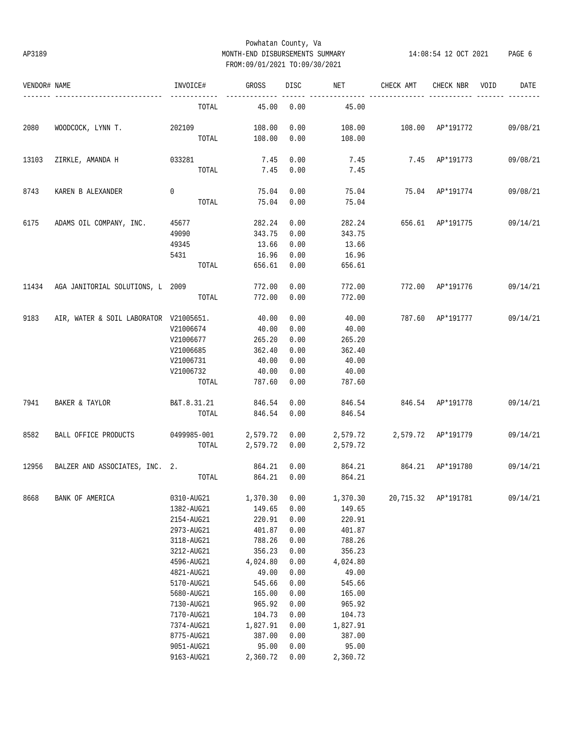Powhatan County, Va

AP3189 MONTH-END DISBURSEMENTS SUMMARY 14:08:54 12 OCT 2021

FROM:09/01/2021 TO:09/30/2021

| VENDOR# | NAME | INVOICE# | GROSS | DISC | NET | CHECK AMT | CHECK NBR | VOID | DATE |
|---|---|---|---|---|---|---|---|---|---|
| | | TOTAL | 45.00 | 0.00 | 45.00 | | | | |
| 2080 | WOODCOCK, LYNN T. | 202109 | 108.00 | 0.00 | 108.00 | 108.00 | AP*191772 | | 09/08/21 |
| | | TOTAL | 108.00 | 0.00 | 108.00 | | | | |
| 13103 | ZIRKLE, AMANDA H | 033281 | 7.45 | 0.00 | 7.45 | 7.45 | AP*191773 | | 09/08/21 |
| | | TOTAL | 7.45 | 0.00 | 7.45 | | | | |
| 8743 | KAREN B ALEXANDER | 0 | 75.04 | 0.00 | 75.04 | 75.04 | AP*191774 | | 09/08/21 |
| | | TOTAL | 75.04 | 0.00 | 75.04 | | | | |
| 6175 | ADAMS OIL COMPANY, INC. | 45677 | 282.24 | 0.00 | 282.24 | 656.61 | AP*191775 | | 09/14/21 |
| | | 49090 | 343.75 | 0.00 | 343.75 | | | | |
| | | 49345 | 13.66 | 0.00 | 13.66 | | | | |
| | | 5431 | 16.96 | 0.00 | 16.96 | | | | |
| | | TOTAL | 656.61 | 0.00 | 656.61 | | | | |
| 11434 | AGA JANITORIAL SOLUTIONS, L | 2009 | 772.00 | 0.00 | 772.00 | 772.00 | AP*191776 | | 09/14/21 |
| | | TOTAL | 772.00 | 0.00 | 772.00 | | | | |
| 9183 | AIR, WATER & SOIL LABORATOR | V21005651. | 40.00 | 0.00 | 40.00 | 787.60 | AP*191777 | | 09/14/21 |
| | | V21006674 | 40.00 | 0.00 | 40.00 | | | | |
| | | V21006677 | 265.20 | 0.00 | 265.20 | | | | |
| | | V21006685 | 362.40 | 0.00 | 362.40 | | | | |
| | | V21006731 | 40.00 | 0.00 | 40.00 | | | | |
| | | V21006732 | 40.00 | 0.00 | 40.00 | | | | |
| | | TOTAL | 787.60 | 0.00 | 787.60 | | | | |
| 7941 | BAKER & TAYLOR | B&T.8.31.21 | 846.54 | 0.00 | 846.54 | 846.54 | AP*191778 | | 09/14/21 |
| | | TOTAL | 846.54 | 0.00 | 846.54 | | | | |
| 8582 | BALL OFFICE PRODUCTS | 0499985-001 | 2,579.72 | 0.00 | 2,579.72 | 2,579.72 | AP*191779 | | 09/14/21 |
| | | TOTAL | 2,579.72 | 0.00 | 2,579.72 | | | | |
| 12956 | BALZER AND ASSOCIATES, INC. | 2. | 864.21 | 0.00 | 864.21 | 864.21 | AP*191780 | | 09/14/21 |
| | | TOTAL | 864.21 | 0.00 | 864.21 | | | | |
| 8668 | BANK OF AMERICA | 0310-AUG21 | 1,370.30 | 0.00 | 1,370.30 | 20,715.32 | AP*191781 | | 09/14/21 |
| | | 1382-AUG21 | 149.65 | 0.00 | 149.65 | | | | |
| | | 2154-AUG21 | 220.91 | 0.00 | 220.91 | | | | |
| | | 2973-AUG21 | 401.87 | 0.00 | 401.87 | | | | |
| | | 3118-AUG21 | 788.26 | 0.00 | 788.26 | | | | |
| | | 3212-AUG21 | 356.23 | 0.00 | 356.23 | | | | |
| | | 4596-AUG21 | 4,024.80 | 0.00 | 4,024.80 | | | | |
| | | 4821-AUG21 | 49.00 | 0.00 | 49.00 | | | | |
| | | 5170-AUG21 | 545.66 | 0.00 | 545.66 | | | | |
| | | 5680-AUG21 | 165.00 | 0.00 | 165.00 | | | | |
| | | 7130-AUG21 | 965.92 | 0.00 | 965.92 | | | | |
| | | 7170-AUG21 | 104.73 | 0.00 | 104.73 | | | | |
| | | 7374-AUG21 | 1,827.91 | 0.00 | 1,827.91 | | | | |
| | | 8775-AUG21 | 387.00 | 0.00 | 387.00 | | | | |
| | | 9051-AUG21 | 95.00 | 0.00 | 95.00 | | | | |
| | | 9163-AUG21 | 2,360.72 | 0.00 | 2,360.72 | | | | |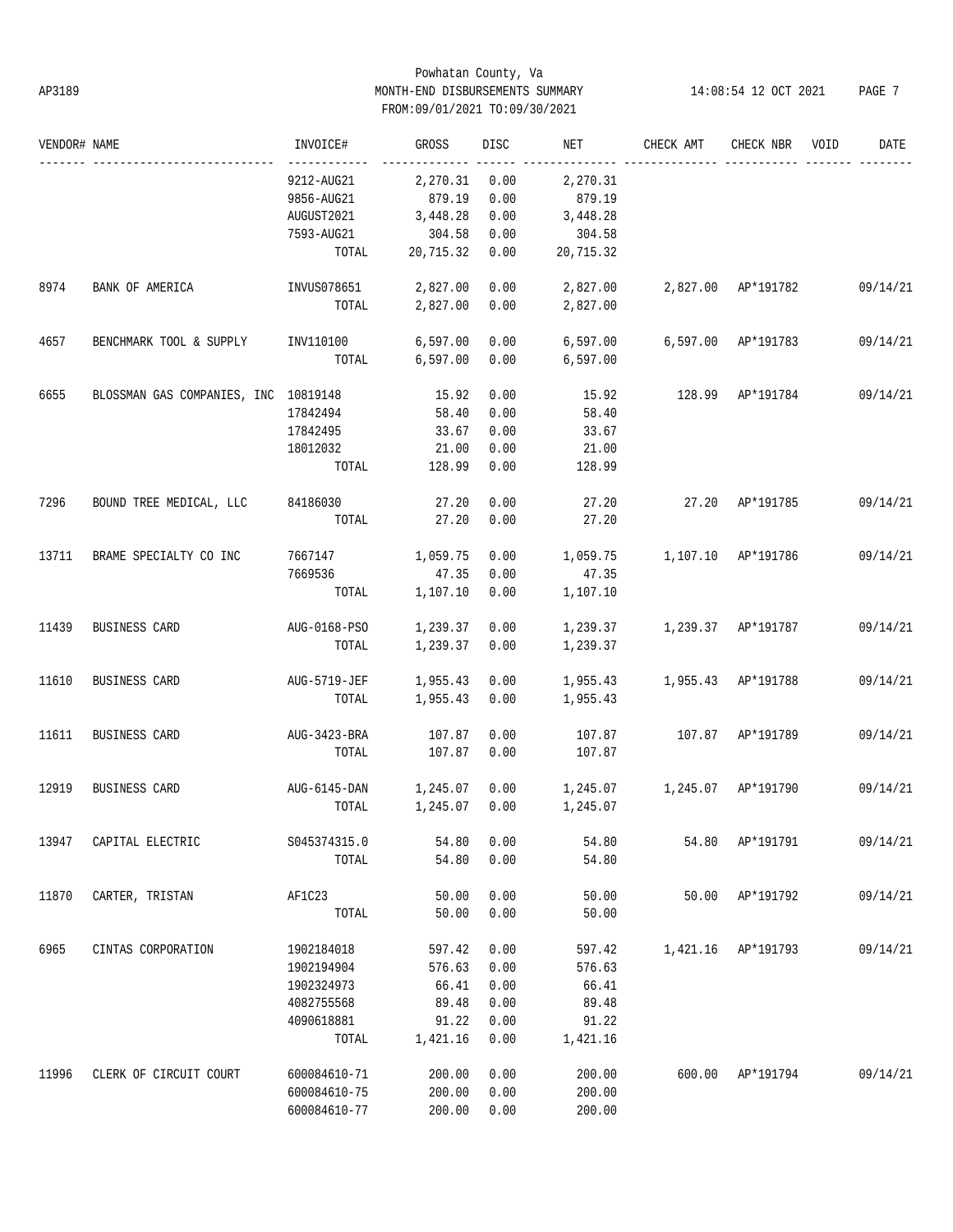Powhatan County, Va
MONTH-END DISBURSEMENTS SUMMARY
FROM:09/01/2021 TO:09/30/2021

AP3189 14:08:54 12 OCT 2021

| VENDOR# | NAME | INVOICE# | GROSS | DISC | NET | CHECK AMT | CHECK NBR | VOID | DATE |
|---|---|---|---|---|---|---|---|---|---|
| | | 9212-AUG21 | 2,270.31 | 0.00 | 2,270.31 | | | | |
| | | 9856-AUG21 | 879.19 | 0.00 | 879.19 | | | | |
| | | AUGUST2021 | 3,448.28 | 0.00 | 3,448.28 | | | | |
| | | 7593-AUG21 | 304.58 | 0.00 | 304.58 | | | | |
| | | TOTAL | 20,715.32 | 0.00 | 20,715.32 | | | | |
| 8974 | BANK OF AMERICA | INVUS078651 | 2,827.00 | 0.00 | 2,827.00 | 2,827.00 | AP*191782 | | 09/14/21 |
| | | TOTAL | 2,827.00 | 0.00 | 2,827.00 | | | | |
| 4657 | BENCHMARK TOOL & SUPPLY | INV110100 | 6,597.00 | 0.00 | 6,597.00 | 6,597.00 | AP*191783 | | 09/14/21 |
| | | TOTAL | 6,597.00 | 0.00 | 6,597.00 | | | | |
| 6655 | BLOSSMAN GAS COMPANIES, INC | 10819148 | 15.92 | 0.00 | 15.92 | 128.99 | AP*191784 | | 09/14/21 |
| | | 17842494 | 58.40 | 0.00 | 58.40 | | | | |
| | | 17842495 | 33.67 | 0.00 | 33.67 | | | | |
| | | 18012032 | 21.00 | 0.00 | 21.00 | | | | |
| | | TOTAL | 128.99 | 0.00 | 128.99 | | | | |
| 7296 | BOUND TREE MEDICAL, LLC | 84186030 | 27.20 | 0.00 | 27.20 | 27.20 | AP*191785 | | 09/14/21 |
| | | TOTAL | 27.20 | 0.00 | 27.20 | | | | |
| 13711 | BRAME SPECIALTY CO INC | 7667147 | 1,059.75 | 0.00 | 1,059.75 | 1,107.10 | AP*191786 | | 09/14/21 |
| | | 7669536 | 47.35 | 0.00 | 47.35 | | | | |
| | | TOTAL | 1,107.10 | 0.00 | 1,107.10 | | | | |
| 11439 | BUSINESS CARD | AUG-0168-PSO | 1,239.37 | 0.00 | 1,239.37 | 1,239.37 | AP*191787 | | 09/14/21 |
| | | TOTAL | 1,239.37 | 0.00 | 1,239.37 | | | | |
| 11610 | BUSINESS CARD | AUG-5719-JEF | 1,955.43 | 0.00 | 1,955.43 | 1,955.43 | AP*191788 | | 09/14/21 |
| | | TOTAL | 1,955.43 | 0.00 | 1,955.43 | | | | |
| 11611 | BUSINESS CARD | AUG-3423-BRA | 107.87 | 0.00 | 107.87 | 107.87 | AP*191789 | | 09/14/21 |
| | | TOTAL | 107.87 | 0.00 | 107.87 | | | | |
| 12919 | BUSINESS CARD | AUG-6145-DAN | 1,245.07 | 0.00 | 1,245.07 | 1,245.07 | AP*191790 | | 09/14/21 |
| | | TOTAL | 1,245.07 | 0.00 | 1,245.07 | | | | |
| 13947 | CAPITAL ELECTRIC | S045374315.0 | 54.80 | 0.00 | 54.80 | 54.80 | AP*191791 | | 09/14/21 |
| | | TOTAL | 54.80 | 0.00 | 54.80 | | | | |
| 11870 | CARTER, TRISTAN | AF1C23 | 50.00 | 0.00 | 50.00 | 50.00 | AP*191792 | | 09/14/21 |
| | | TOTAL | 50.00 | 0.00 | 50.00 | | | | |
| 6965 | CINTAS CORPORATION | 1902184018 | 597.42 | 0.00 | 597.42 | 1,421.16 | AP*191793 | | 09/14/21 |
| | | 1902194904 | 576.63 | 0.00 | 576.63 | | | | |
| | | 1902324973 | 66.41 | 0.00 | 66.41 | | | | |
| | | 4082755568 | 89.48 | 0.00 | 89.48 | | | | |
| | | 4090618881 | 91.22 | 0.00 | 91.22 | | | | |
| | | TOTAL | 1,421.16 | 0.00 | 1,421.16 | | | | |
| 11996 | CLERK OF CIRCUIT COURT | 600084610-71 | 200.00 | 0.00 | 200.00 | 600.00 | AP*191794 | | 09/14/21 |
| | | 600084610-75 | 200.00 | 0.00 | 200.00 | | | | |
| | | 600084610-77 | 200.00 | 0.00 | 200.00 | | | | |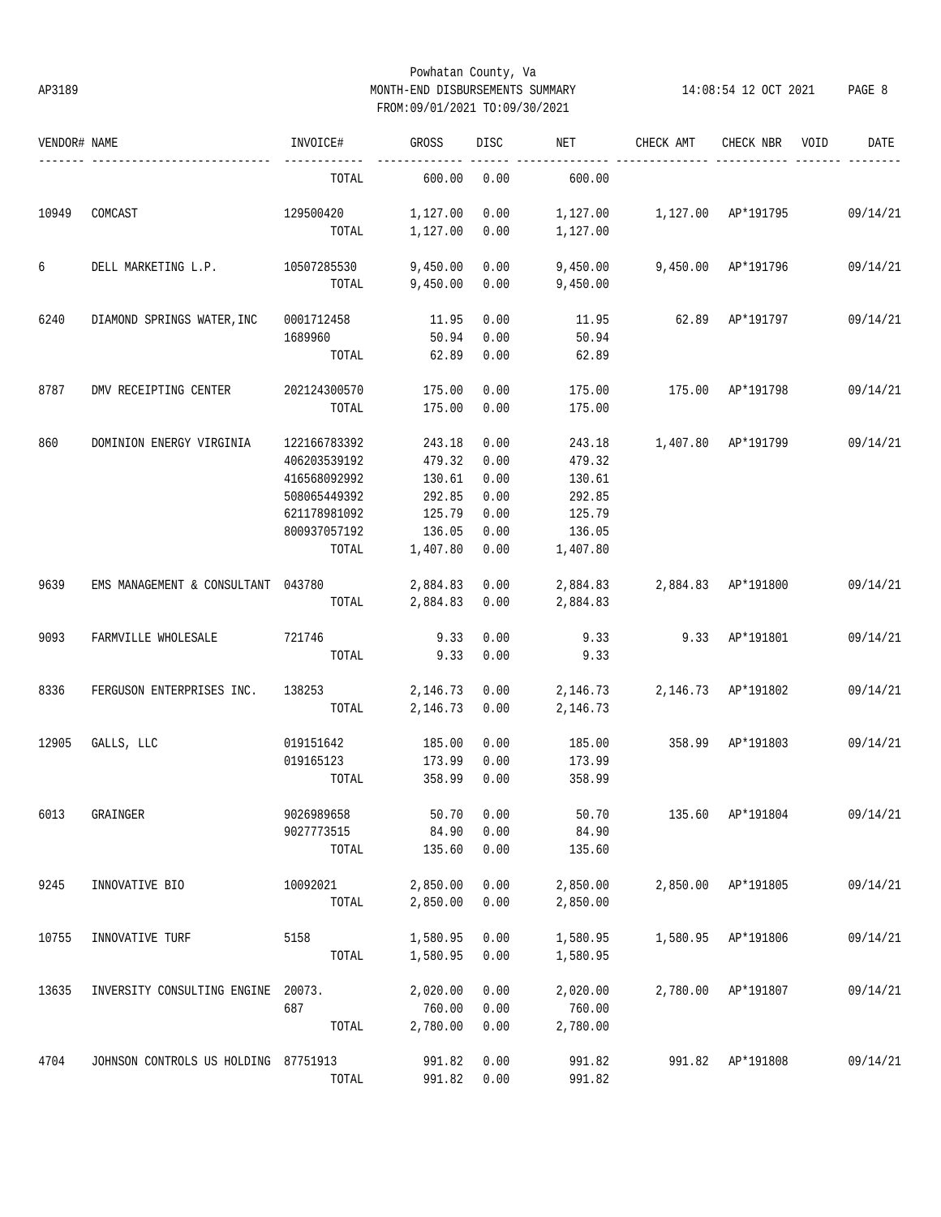Powhatan County, Va
AP3189 MONTH-END DISBURSEMENTS SUMMARY 14:08:54 12 OCT 2021 PAGE 8
FROM:09/01/2021 TO:09/30/2021

| VENDOR# | NAME | INVOICE# | GROSS | DISC | NET | CHECK AMT | CHECK NBR | VOID | DATE |
|---|---|---|---|---|---|---|---|---|---|
| | | TOTAL | 600.00 | 0.00 | 600.00 | | | | |
| 10949 | COMCAST | 129500420 | 1,127.00 | 0.00 | 1,127.00 | 1,127.00 | AP*191795 | | 09/14/21 |
| | | TOTAL | 1,127.00 | 0.00 | 1,127.00 | | | | |
| 6 | DELL MARKETING L.P. | 10507285530 | 9,450.00 | 0.00 | 9,450.00 | 9,450.00 | AP*191796 | | 09/14/21 |
| | | TOTAL | 9,450.00 | 0.00 | 9,450.00 | | | | |
| 6240 | DIAMOND SPRINGS WATER,INC | 0001712458 | 11.95 | 0.00 | 11.95 | 62.89 | AP*191797 | | 09/14/21 |
| | | 1689960 | 50.94 | 0.00 | 50.94 | | | | |
| | | TOTAL | 62.89 | 0.00 | 62.89 | | | | |
| 8787 | DMV RECEIPTING CENTER | 202124300570 | 175.00 | 0.00 | 175.00 | 175.00 | AP*191798 | | 09/14/21 |
| | | TOTAL | 175.00 | 0.00 | 175.00 | | | | |
| 860 | DOMINION ENERGY VIRGINIA | 122166783392 | 243.18 | 0.00 | 243.18 | 1,407.80 | AP*191799 | | 09/14/21 |
| | | 406203539192 | 479.32 | 0.00 | 479.32 | | | | |
| | | 416568092992 | 130.61 | 0.00 | 130.61 | | | | |
| | | 508065449392 | 292.85 | 0.00 | 292.85 | | | | |
| | | 621178981092 | 125.79 | 0.00 | 125.79 | | | | |
| | | 800937057192 | 136.05 | 0.00 | 136.05 | | | | |
| | | TOTAL | 1,407.80 | 0.00 | 1,407.80 | | | | |
| 9639 | EMS MANAGEMENT & CONSULTANT | 043780 | 2,884.83 | 0.00 | 2,884.83 | 2,884.83 | AP*191800 | | 09/14/21 |
| | | TOTAL | 2,884.83 | 0.00 | 2,884.83 | | | | |
| 9093 | FARMVILLE WHOLESALE | 721746 | 9.33 | 0.00 | 9.33 | 9.33 | AP*191801 | | 09/14/21 |
| | | TOTAL | 9.33 | 0.00 | 9.33 | | | | |
| 8336 | FERGUSON ENTERPRISES INC. | 138253 | 2,146.73 | 0.00 | 2,146.73 | 2,146.73 | AP*191802 | | 09/14/21 |
| | | TOTAL | 2,146.73 | 0.00 | 2,146.73 | | | | |
| 12905 | GALLS, LLC | 019151642 | 185.00 | 0.00 | 185.00 | 358.99 | AP*191803 | | 09/14/21 |
| | | 019165123 | 173.99 | 0.00 | 173.99 | | | | |
| | | TOTAL | 358.99 | 0.00 | 358.99 | | | | |
| 6013 | GRAINGER | 9026989658 | 50.70 | 0.00 | 50.70 | 135.60 | AP*191804 | | 09/14/21 |
| | | 9027773515 | 84.90 | 0.00 | 84.90 | | | | |
| | | TOTAL | 135.60 | 0.00 | 135.60 | | | | |
| 9245 | INNOVATIVE BIO | 10092021 | 2,850.00 | 0.00 | 2,850.00 | 2,850.00 | AP*191805 | | 09/14/21 |
| | | TOTAL | 2,850.00 | 0.00 | 2,850.00 | | | | |
| 10755 | INNOVATIVE TURF | 5158 | 1,580.95 | 0.00 | 1,580.95 | 1,580.95 | AP*191806 | | 09/14/21 |
| | | TOTAL | 1,580.95 | 0.00 | 1,580.95 | | | | |
| 13635 | INVERSITY CONSULTING ENGINE | 20073. | 2,020.00 | 0.00 | 2,020.00 | 2,780.00 | AP*191807 | | 09/14/21 |
| | | 687 | 760.00 | 0.00 | 760.00 | | | | |
| | | TOTAL | 2,780.00 | 0.00 | 2,780.00 | | | | |
| 4704 | JOHNSON CONTROLS US HOLDING | 87751913 | 991.82 | 0.00 | 991.82 | 991.82 | AP*191808 | | 09/14/21 |
| | | TOTAL | 991.82 | 0.00 | 991.82 | | | | |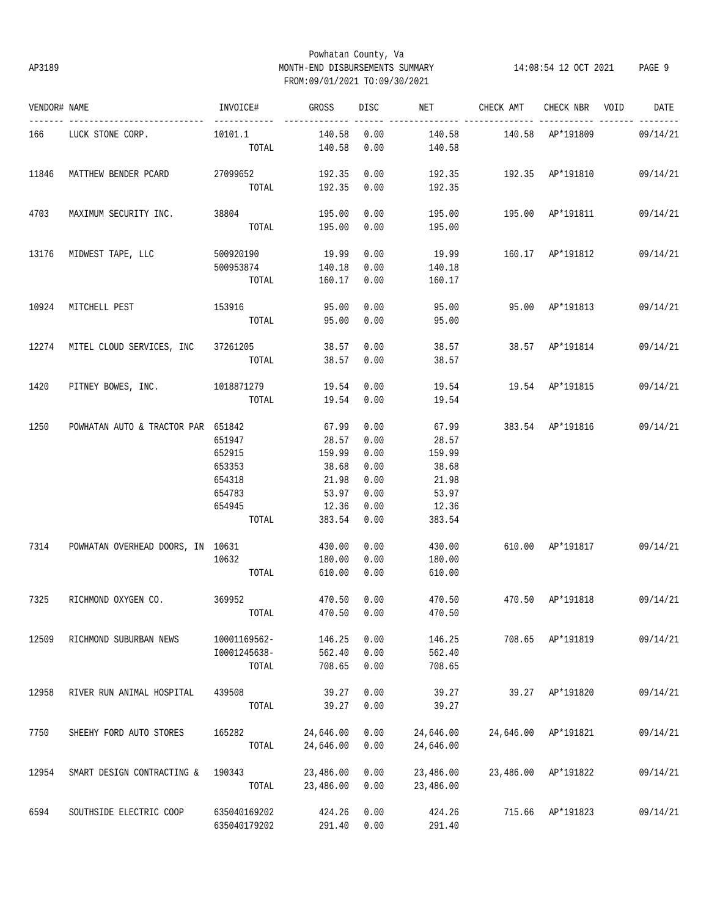Powhatan County, Va
AP3189 MONTH-END DISBURSEMENTS SUMMARY 14:08:54 12 OCT 2021 PAGE 9
FROM:09/01/2021 TO:09/30/2021

| VENDOR# | NAME | INVOICE# | GROSS | DISC | NET | CHECK AMT | CHECK NBR | VOID | DATE |
|---|---|---|---|---|---|---|---|---|---|
| 166 | LUCK STONE CORP. | 10101.1 | 140.58 | 0.00 | 140.58 | 140.58 | AP*191809 | | 09/14/21 |
| | | TOTAL | 140.58 | 0.00 | 140.58 | | | | |
| 11846 | MATTHEW BENDER PCARD | 27099652 | 192.35 | 0.00 | 192.35 | 192.35 | AP*191810 | | 09/14/21 |
| | | TOTAL | 192.35 | 0.00 | 192.35 | | | | |
| 4703 | MAXIMUM SECURITY INC. | 38804 | 195.00 | 0.00 | 195.00 | 195.00 | AP*191811 | | 09/14/21 |
| | | TOTAL | 195.00 | 0.00 | 195.00 | | | | |
| 13176 | MIDWEST TAPE, LLC | 500920190 | 19.99 | 0.00 | 19.99 | 160.17 | AP*191812 | | 09/14/21 |
| | | 500953874 | 140.18 | 0.00 | 140.18 | | | | |
| | | TOTAL | 160.17 | 0.00 | 160.17 | | | | |
| 10924 | MITCHELL PEST | 153916 | 95.00 | 0.00 | 95.00 | 95.00 | AP*191813 | | 09/14/21 |
| | | TOTAL | 95.00 | 0.00 | 95.00 | | | | |
| 12274 | MITEL CLOUD SERVICES, INC | 37261205 | 38.57 | 0.00 | 38.57 | 38.57 | AP*191814 | | 09/14/21 |
| | | TOTAL | 38.57 | 0.00 | 38.57 | | | | |
| 1420 | PITNEY BOWES, INC. | 1018871279 | 19.54 | 0.00 | 19.54 | 19.54 | AP*191815 | | 09/14/21 |
| | | TOTAL | 19.54 | 0.00 | 19.54 | | | | |
| 1250 | POWHATAN AUTO & TRACTOR PAR | 651842 | 67.99 | 0.00 | 67.99 | 383.54 | AP*191816 | | 09/14/21 |
| | | 651947 | 28.57 | 0.00 | 28.57 | | | | |
| | | 652915 | 159.99 | 0.00 | 159.99 | | | | |
| | | 653353 | 38.68 | 0.00 | 38.68 | | | | |
| | | 654318 | 21.98 | 0.00 | 21.98 | | | | |
| | | 654783 | 53.97 | 0.00 | 53.97 | | | | |
| | | 654945 | 12.36 | 0.00 | 12.36 | | | | |
| | | TOTAL | 383.54 | 0.00 | 383.54 | | | | |
| 7314 | POWHATAN OVERHEAD DOORS, IN | 10631 | 430.00 | 0.00 | 430.00 | 610.00 | AP*191817 | | 09/14/21 |
| | | 10632 | 180.00 | 0.00 | 180.00 | | | | |
| | | TOTAL | 610.00 | 0.00 | 610.00 | | | | |
| 7325 | RICHMOND OXYGEN CO. | 369952 | 470.50 | 0.00 | 470.50 | 470.50 | AP*191818 | | 09/14/21 |
| | | TOTAL | 470.50 | 0.00 | 470.50 | | | | |
| 12509 | RICHMOND SUBURBAN NEWS | 10001169562- | 146.25 | 0.00 | 146.25 | 708.65 | AP*191819 | | 09/14/21 |
| | | I0001245638- | 562.40 | 0.00 | 562.40 | | | | |
| | | TOTAL | 708.65 | 0.00 | 708.65 | | | | |
| 12958 | RIVER RUN ANIMAL HOSPITAL | 439508 | 39.27 | 0.00 | 39.27 | 39.27 | AP*191820 | | 09/14/21 |
| | | TOTAL | 39.27 | 0.00 | 39.27 | | | | |
| 7750 | SHEEHY FORD AUTO STORES | 165282 | 24,646.00 | 0.00 | 24,646.00 | 24,646.00 | AP*191821 | | 09/14/21 |
| | | TOTAL | 24,646.00 | 0.00 | 24,646.00 | | | | |
| 12954 | SMART DESIGN CONTRACTING & | 190343 | 23,486.00 | 0.00 | 23,486.00 | 23,486.00 | AP*191822 | | 09/14/21 |
| | | TOTAL | 23,486.00 | 0.00 | 23,486.00 | | | | |
| 6594 | SOUTHSIDE ELECTRIC COOP | 635040169202 | 424.26 | 0.00 | 424.26 | 715.66 | AP*191823 | | 09/14/21 |
| | | 635040179202 | 291.40 | 0.00 | 291.40 | | | | |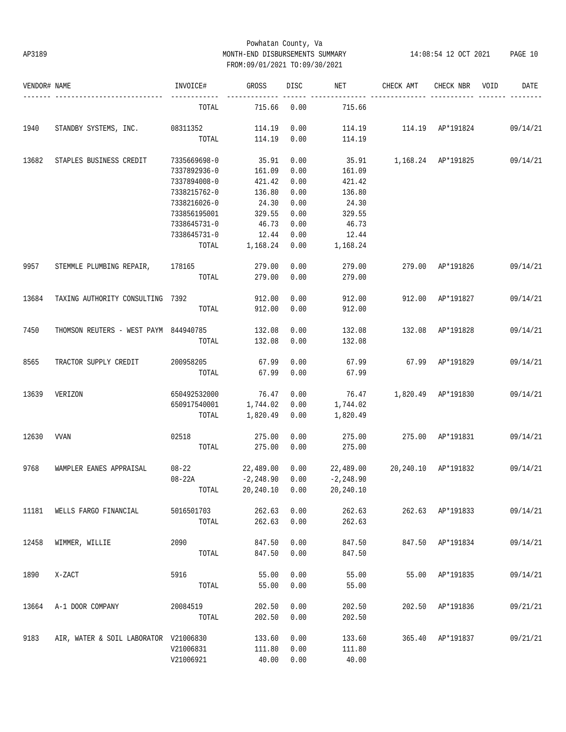Powhatan County, Va
AP3189 MONTH-END DISBURSEMENTS SUMMARY 14:08:54 12 OCT 2021
FROM:09/01/2021 TO:09/30/2021

| VENDOR# | NAME | INVOICE# | GROSS | DISC | NET | CHECK AMT | CHECK NBR | VOID | DATE |
|---|---|---|---|---|---|---|---|---|---|
| | | TOTAL | 715.66 | 0.00 | 715.66 | | | | |
| 1940 | STANDBY SYSTEMS, INC. | 08311352 | 114.19 | 0.00 | 114.19 | 114.19 | AP*191824 | | 09/14/21 |
| | | TOTAL | 114.19 | 0.00 | 114.19 | | | | |
| 13682 | STAPLES BUSINESS CREDIT | 7335669698-0 | 35.91 | 0.00 | 35.91 | 1,168.24 | AP*191825 | | 09/14/21 |
| | | 7337892936-0 | 161.09 | 0.00 | 161.09 | | | | |
| | | 7337894008-0 | 421.42 | 0.00 | 421.42 | | | | |
| | | 7338215762-0 | 136.80 | 0.00 | 136.80 | | | | |
| | | 7338216026-0 | 24.30 | 0.00 | 24.30 | | | | |
| | | 733856195001 | 329.55 | 0.00 | 329.55 | | | | |
| | | 7338645731-0 | 46.73 | 0.00 | 46.73 | | | | |
| | | 7338645731-0 | 12.44 | 0.00 | 12.44 | | | | |
| | | TOTAL | 1,168.24 | 0.00 | 1,168.24 | | | | |
| 9957 | STEMMLE PLUMBING REPAIR, | 178165 | 279.00 | 0.00 | 279.00 | 279.00 | AP*191826 | | 09/14/21 |
| | | TOTAL | 279.00 | 0.00 | 279.00 | | | | |
| 13684 | TAXING AUTHORITY CONSULTING | 7392 | 912.00 | 0.00 | 912.00 | 912.00 | AP*191827 | | 09/14/21 |
| | | TOTAL | 912.00 | 0.00 | 912.00 | | | | |
| 7450 | THOMSON REUTERS - WEST PAYM | 844940785 | 132.08 | 0.00 | 132.08 | 132.08 | AP*191828 | | 09/14/21 |
| | | TOTAL | 132.08 | 0.00 | 132.08 | | | | |
| 8565 | TRACTOR SUPPLY CREDIT | 200958205 | 67.99 | 0.00 | 67.99 | 67.99 | AP*191829 | | 09/14/21 |
| | | TOTAL | 67.99 | 0.00 | 67.99 | | | | |
| 13639 | VERIZON | 650492532000 | 76.47 | 0.00 | 76.47 | 1,820.49 | AP*191830 | | 09/14/21 |
| | | 650917540001 | 1,744.02 | 0.00 | 1,744.02 | | | | |
| | | TOTAL | 1,820.49 | 0.00 | 1,820.49 | | | | |
| 12630 | VVAN | 02518 | 275.00 | 0.00 | 275.00 | 275.00 | AP*191831 | | 09/14/21 |
| | | TOTAL | 275.00 | 0.00 | 275.00 | | | | |
| 9768 | WAMPLER EANES APPRAISAL | 08-22 | 22,489.00 | 0.00 | 22,489.00 | 20,240.10 | AP*191832 | | 09/14/21 |
| | | 08-22A | -2,248.90 | 0.00 | -2,248.90 | | | | |
| | | TOTAL | 20,240.10 | 0.00 | 20,240.10 | | | | |
| 11181 | WELLS FARGO FINANCIAL | 5016501703 | 262.63 | 0.00 | 262.63 | 262.63 | AP*191833 | | 09/14/21 |
| | | TOTAL | 262.63 | 0.00 | 262.63 | | | | |
| 12458 | WIMMER, WILLIE | 2090 | 847.50 | 0.00 | 847.50 | 847.50 | AP*191834 | | 09/14/21 |
| | | TOTAL | 847.50 | 0.00 | 847.50 | | | | |
| 1890 | X-ZACT | 5916 | 55.00 | 0.00 | 55.00 | 55.00 | AP*191835 | | 09/14/21 |
| | | TOTAL | 55.00 | 0.00 | 55.00 | | | | |
| 13664 | A-1 DOOR COMPANY | 20084519 | 202.50 | 0.00 | 202.50 | 202.50 | AP*191836 | | 09/21/21 |
| | | TOTAL | 202.50 | 0.00 | 202.50 | | | | |
| 9183 | AIR, WATER & SOIL LABORATOR | V21006830 | 133.60 | 0.00 | 133.60 | 365.40 | AP*191837 | | 09/21/21 |
| | | V21006831 | 111.80 | 0.00 | 111.80 | | | | |
| | | V21006921 | 40.00 | 0.00 | 40.00 | | | | |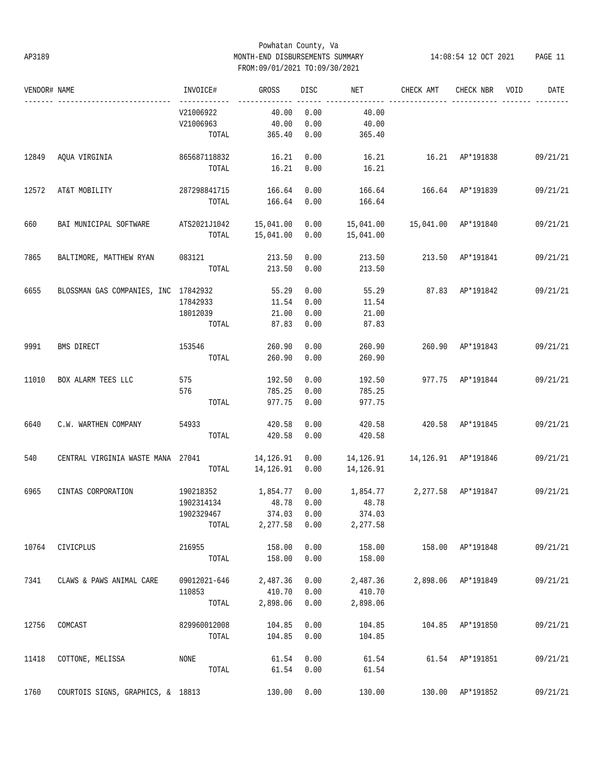Powhatan County, Va
MONTH-END DISBURSEMENTS SUMMARY
FROM:09/01/2021 TO:09/30/2021

AP3189 — 14:08:54 12 OCT 2021

| VENDOR# | NAME | INVOICE# | GROSS | DISC | NET | CHECK AMT | CHECK NBR | VOID | DATE |
|---|---|---|---|---|---|---|---|---|---|
| | | V21006922 | 40.00 | 0.00 | 40.00 | | | | |
| | | V21006963 | 40.00 | 0.00 | 40.00 | | | | |
| | | TOTAL | 365.40 | 0.00 | 365.40 | | | | |
| 12849 | AQUA VIRGINIA | 865687118832 | 16.21 | 0.00 | 16.21 | 16.21 | AP*191838 | | 09/21/21 |
| | | TOTAL | 16.21 | 0.00 | 16.21 | | | | |
| 12572 | AT&T MOBILITY | 287298841715 | 166.64 | 0.00 | 166.64 | 166.64 | AP*191839 | | 09/21/21 |
| | | TOTAL | 166.64 | 0.00 | 166.64 | | | | |
| 660 | BAI MUNICIPAL SOFTWARE | ATS2021J1042 | 15,041.00 | 0.00 | 15,041.00 | 15,041.00 | AP*191840 | | 09/21/21 |
| | | TOTAL | 15,041.00 | 0.00 | 15,041.00 | | | | |
| 7865 | BALTIMORE, MATTHEW RYAN | 083121 | 213.50 | 0.00 | 213.50 | 213.50 | AP*191841 | | 09/21/21 |
| | | TOTAL | 213.50 | 0.00 | 213.50 | | | | |
| 6655 | BLOSSMAN GAS COMPANIES, INC | 17842932 | 55.29 | 0.00 | 55.29 | 87.83 | AP*191842 | | 09/21/21 |
| | | 17842933 | 11.54 | 0.00 | 11.54 | | | | |
| | | 18012039 | 21.00 | 0.00 | 21.00 | | | | |
| | | TOTAL | 87.83 | 0.00 | 87.83 | | | | |
| 9991 | BMS DIRECT | 153546 | 260.90 | 0.00 | 260.90 | 260.90 | AP*191843 | | 09/21/21 |
| | | TOTAL | 260.90 | 0.00 | 260.90 | | | | |
| 11010 | BOX ALARM TEES LLC | 575 | 192.50 | 0.00 | 192.50 | 977.75 | AP*191844 | | 09/21/21 |
| | | 576 | 785.25 | 0.00 | 785.25 | | | | |
| | | TOTAL | 977.75 | 0.00 | 977.75 | | | | |
| 6640 | C.W. WARTHEN COMPANY | 54933 | 420.58 | 0.00 | 420.58 | 420.58 | AP*191845 | | 09/21/21 |
| | | TOTAL | 420.58 | 0.00 | 420.58 | | | | |
| 540 | CENTRAL VIRGINIA WASTE MANA | 27041 | 14,126.91 | 0.00 | 14,126.91 | 14,126.91 | AP*191846 | | 09/21/21 |
| | | TOTAL | 14,126.91 | 0.00 | 14,126.91 | | | | |
| 6965 | CINTAS CORPORATION | 190218352 | 1,854.77 | 0.00 | 1,854.77 | 2,277.58 | AP*191847 | | 09/21/21 |
| | | 1902314134 | 48.78 | 0.00 | 48.78 | | | | |
| | | 1902329467 | 374.03 | 0.00 | 374.03 | | | | |
| | | TOTAL | 2,277.58 | 0.00 | 2,277.58 | | | | |
| 10764 | CIVICPLUS | 216955 | 158.00 | 0.00 | 158.00 | 158.00 | AP*191848 | | 09/21/21 |
| | | TOTAL | 158.00 | 0.00 | 158.00 | | | | |
| 7341 | CLAWS & PAWS ANIMAL CARE | 09012021-646 | 2,487.36 | 0.00 | 2,487.36 | 2,898.06 | AP*191849 | | 09/21/21 |
| | | 110853 | 410.70 | 0.00 | 410.70 | | | | |
| | | TOTAL | 2,898.06 | 0.00 | 2,898.06 | | | | |
| 12756 | COMCAST | 829960012008 | 104.85 | 0.00 | 104.85 | 104.85 | AP*191850 | | 09/21/21 |
| | | TOTAL | 104.85 | 0.00 | 104.85 | | | | |
| 11418 | COTTONE, MELISSA | NONE | 61.54 | 0.00 | 61.54 | 61.54 | AP*191851 | | 09/21/21 |
| | | TOTAL | 61.54 | 0.00 | 61.54 | | | | |
| 1760 | COURTOIS SIGNS, GRAPHICS, & | 18813 | 130.00 | 0.00 | 130.00 | 130.00 | AP*191852 | | 09/21/21 |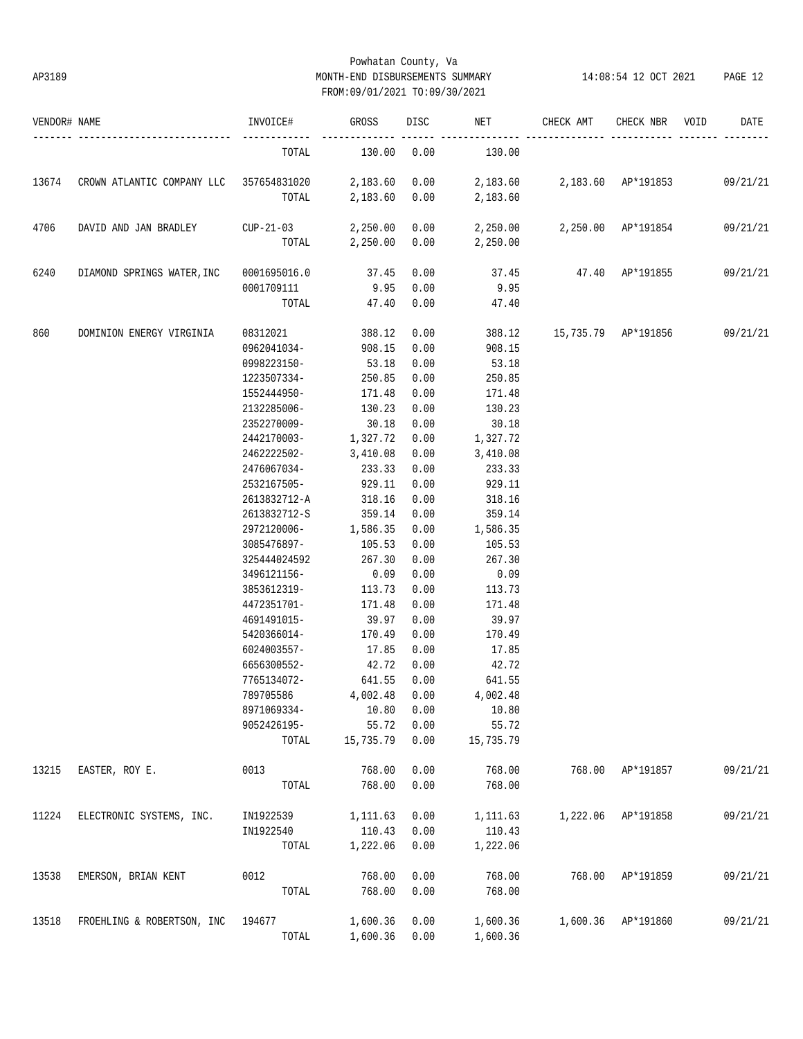Powhatan County, Va
AP3189 MONTH-END DISBURSEMENTS SUMMARY 14:08:54 12 OCT 2021
FROM:09/01/2021 TO:09/30/2021

| VENDOR# | NAME | INVOICE# | GROSS | DISC | NET | CHECK AMT | CHECK NBR | VOID | DATE |
|---|---|---|---|---|---|---|---|---|---|
| | | TOTAL | 130.00 | 0.00 | 130.00 | | | | |
| 13674 | CROWN ATLANTIC COMPANY LLC | 357654831020 | 2,183.60 | 0.00 | 2,183.60 | 2,183.60 | AP*191853 | | 09/21/21 |
| | | TOTAL | 2,183.60 | 0.00 | 2,183.60 | | | | |
| 4706 | DAVID AND JAN BRADLEY | CUP-21-03 | 2,250.00 | 0.00 | 2,250.00 | 2,250.00 | AP*191854 | | 09/21/21 |
| | | TOTAL | 2,250.00 | 0.00 | 2,250.00 | | | | |
| 6240 | DIAMOND SPRINGS WATER,INC | 0001695016.0 | 37.45 | 0.00 | 37.45 | 47.40 | AP*191855 | | 09/21/21 |
| | | 0001709111 | 9.95 | 0.00 | 9.95 | | | | |
| | | TOTAL | 47.40 | 0.00 | 47.40 | | | | |
| 860 | DOMINION ENERGY VIRGINIA | 08312021 | 388.12 | 0.00 | 388.12 | 15,735.79 | AP*191856 | | 09/21/21 |
| | | 0962041034- | 908.15 | 0.00 | 908.15 | | | | |
| | | 0998223150- | 53.18 | 0.00 | 53.18 | | | | |
| | | 1223507334- | 250.85 | 0.00 | 250.85 | | | | |
| | | 1552444950- | 171.48 | 0.00 | 171.48 | | | | |
| | | 2132285006- | 130.23 | 0.00 | 130.23 | | | | |
| | | 2352270009- | 30.18 | 0.00 | 30.18 | | | | |
| | | 2442170003- | 1,327.72 | 0.00 | 1,327.72 | | | | |
| | | 2462222502- | 3,410.08 | 0.00 | 3,410.08 | | | | |
| | | 2476067034- | 233.33 | 0.00 | 233.33 | | | | |
| | | 2532167505- | 929.11 | 0.00 | 929.11 | | | | |
| | | 2613832712-A | 318.16 | 0.00 | 318.16 | | | | |
| | | 2613832712-S | 359.14 | 0.00 | 359.14 | | | | |
| | | 2972120006- | 1,586.35 | 0.00 | 1,586.35 | | | | |
| | | 3085476897- | 105.53 | 0.00 | 105.53 | | | | |
| | | 325444024592 | 267.30 | 0.00 | 267.30 | | | | |
| | | 3496121156- | 0.09 | 0.00 | 0.09 | | | | |
| | | 3853612319- | 113.73 | 0.00 | 113.73 | | | | |
| | | 4472351701- | 171.48 | 0.00 | 171.48 | | | | |
| | | 4691491015- | 39.97 | 0.00 | 39.97 | | | | |
| | | 5420366014- | 170.49 | 0.00 | 170.49 | | | | |
| | | 6024003557- | 17.85 | 0.00 | 17.85 | | | | |
| | | 6656300552- | 42.72 | 0.00 | 42.72 | | | | |
| | | 7765134072- | 641.55 | 0.00 | 641.55 | | | | |
| | | 789705586 | 4,002.48 | 0.00 | 4,002.48 | | | | |
| | | 8971069334- | 10.80 | 0.00 | 10.80 | | | | |
| | | 9052426195- | 55.72 | 0.00 | 55.72 | | | | |
| | | TOTAL | 15,735.79 | 0.00 | 15,735.79 | | | | |
| 13215 | EASTER, ROY E. | 0013 | 768.00 | 0.00 | 768.00 | 768.00 | AP*191857 | | 09/21/21 |
| | | TOTAL | 768.00 | 0.00 | 768.00 | | | | |
| 11224 | ELECTRONIC SYSTEMS, INC. | IN1922539 | 1,111.63 | 0.00 | 1,111.63 | 1,222.06 | AP*191858 | | 09/21/21 |
| | | IN1922540 | 110.43 | 0.00 | 110.43 | | | | |
| | | TOTAL | 1,222.06 | 0.00 | 1,222.06 | | | | |
| 13538 | EMERSON, BRIAN KENT | 0012 | 768.00 | 0.00 | 768.00 | 768.00 | AP*191859 | | 09/21/21 |
| | | TOTAL | 768.00 | 0.00 | 768.00 | | | | |
| 13518 | FROEHLING & ROBERTSON, INC | 194677 | 1,600.36 | 0.00 | 1,600.36 | 1,600.36 | AP*191860 | | 09/21/21 |
| | | TOTAL | 1,600.36 | 0.00 | 1,600.36 | | | | |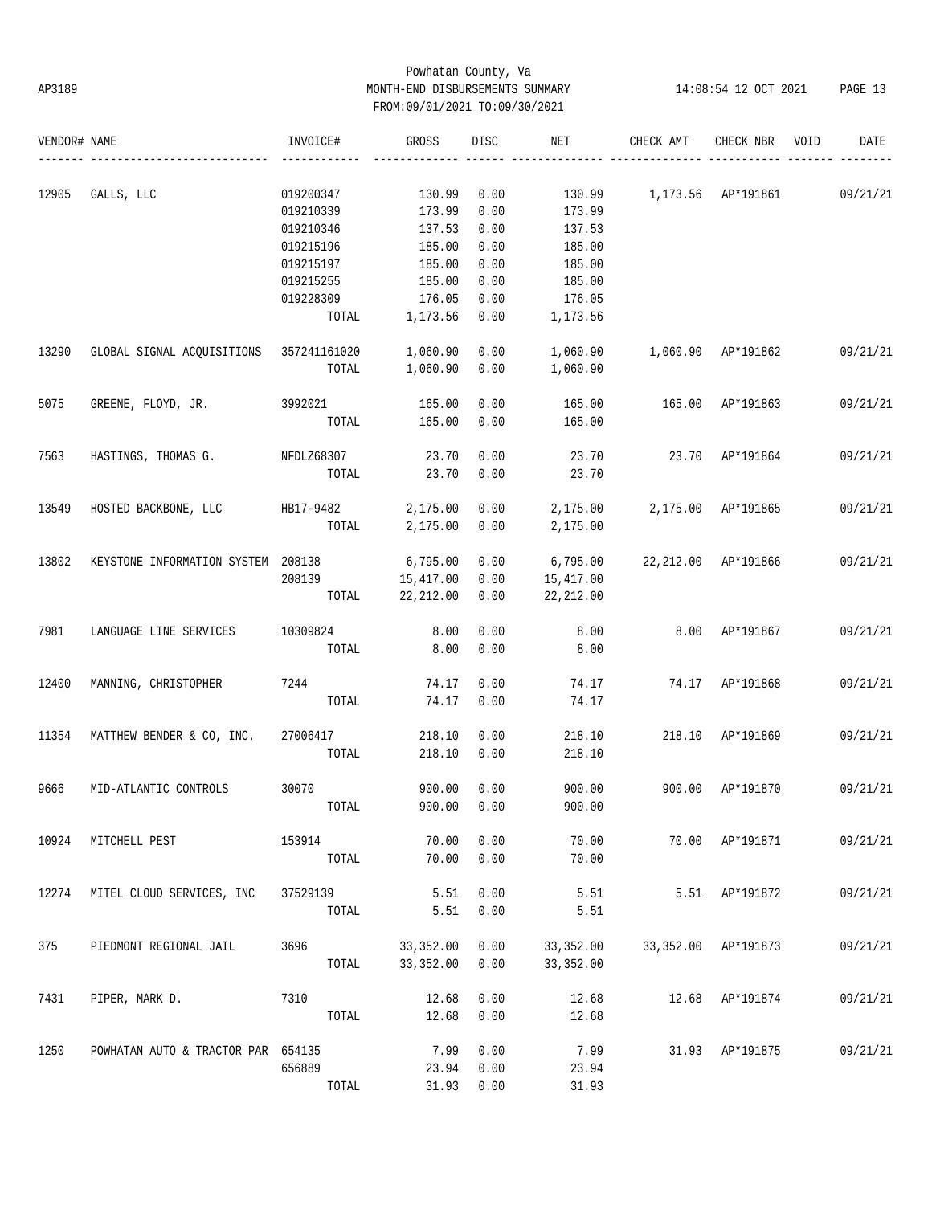Powhatan County, Va
AP3189 MONTH-END DISBURSEMENTS SUMMARY 14:08:54 12 OCT 2021 PAGE 13
FROM:09/01/2021 TO:09/30/2021

| VENDOR# | NAME | INVOICE# | GROSS | DISC | NET | CHECK AMT | CHECK NBR | VOID | DATE |
|---|---|---|---|---|---|---|---|---|---|
| 12905 | GALLS, LLC | 019200347 | 130.99 | 0.00 | 130.99 | 1,173.56 | AP*191861 | | 09/21/21 |
| | | 019210339 | 173.99 | 0.00 | 173.99 | | | | |
| | | 019210346 | 137.53 | 0.00 | 137.53 | | | | |
| | | 019215196 | 185.00 | 0.00 | 185.00 | | | | |
| | | 019215197 | 185.00 | 0.00 | 185.00 | | | | |
| | | 019215255 | 185.00 | 0.00 | 185.00 | | | | |
| | | 019228309 | 176.05 | 0.00 | 176.05 | | | | |
| | | TOTAL | 1,173.56 | 0.00 | 1,173.56 | | | | |
| 13290 | GLOBAL SIGNAL ACQUISITIONS | 357241161020 | 1,060.90 | 0.00 | 1,060.90 | 1,060.90 | AP*191862 | | 09/21/21 |
| | | TOTAL | 1,060.90 | 0.00 | 1,060.90 | | | | |
| 5075 | GREENE, FLOYD, JR. | 3992021 | 165.00 | 0.00 | 165.00 | 165.00 | AP*191863 | | 09/21/21 |
| | | TOTAL | 165.00 | 0.00 | 165.00 | | | | |
| 7563 | HASTINGS, THOMAS G. | NFDLZ68307 | 23.70 | 0.00 | 23.70 | 23.70 | AP*191864 | | 09/21/21 |
| | | TOTAL | 23.70 | 0.00 | 23.70 | | | | |
| 13549 | HOSTED BACKBONE, LLC | HB17-9482 | 2,175.00 | 0.00 | 2,175.00 | 2,175.00 | AP*191865 | | 09/21/21 |
| | | TOTAL | 2,175.00 | 0.00 | 2,175.00 | | | | |
| 13802 | KEYSTONE INFORMATION SYSTEM | 208138 | 6,795.00 | 0.00 | 6,795.00 | 22,212.00 | AP*191866 | | 09/21/21 |
| | | 208139 | 15,417.00 | 0.00 | 15,417.00 | | | | |
| | | TOTAL | 22,212.00 | 0.00 | 22,212.00 | | | | |
| 7981 | LANGUAGE LINE SERVICES | 10309824 | 8.00 | 0.00 | 8.00 | 8.00 | AP*191867 | | 09/21/21 |
| | | TOTAL | 8.00 | 0.00 | 8.00 | | | | |
| 12400 | MANNING, CHRISTOPHER | 7244 | 74.17 | 0.00 | 74.17 | 74.17 | AP*191868 | | 09/21/21 |
| | | TOTAL | 74.17 | 0.00 | 74.17 | | | | |
| 11354 | MATTHEW BENDER & CO, INC. | 27006417 | 218.10 | 0.00 | 218.10 | 218.10 | AP*191869 | | 09/21/21 |
| | | TOTAL | 218.10 | 0.00 | 218.10 | | | | |
| 9666 | MID-ATLANTIC CONTROLS | 30070 | 900.00 | 0.00 | 900.00 | 900.00 | AP*191870 | | 09/21/21 |
| | | TOTAL | 900.00 | 0.00 | 900.00 | | | | |
| 10924 | MITCHELL PEST | 153914 | 70.00 | 0.00 | 70.00 | 70.00 | AP*191871 | | 09/21/21 |
| | | TOTAL | 70.00 | 0.00 | 70.00 | | | | |
| 12274 | MITEL CLOUD SERVICES, INC | 37529139 | 5.51 | 0.00 | 5.51 | 5.51 | AP*191872 | | 09/21/21 |
| | | TOTAL | 5.51 | 0.00 | 5.51 | | | | |
| 375 | PIEDMONT REGIONAL JAIL | 3696 | 33,352.00 | 0.00 | 33,352.00 | 33,352.00 | AP*191873 | | 09/21/21 |
| | | TOTAL | 33,352.00 | 0.00 | 33,352.00 | | | | |
| 7431 | PIPER, MARK D. | 7310 | 12.68 | 0.00 | 12.68 | 12.68 | AP*191874 | | 09/21/21 |
| | | TOTAL | 12.68 | 0.00 | 12.68 | | | | |
| 1250 | POWHATAN AUTO & TRACTOR PAR | 654135 | 7.99 | 0.00 | 7.99 | 31.93 | AP*191875 | | 09/21/21 |
| | | 656889 | 23.94 | 0.00 | 23.94 | | | | |
| | | TOTAL | 31.93 | 0.00 | 31.93 | | | | |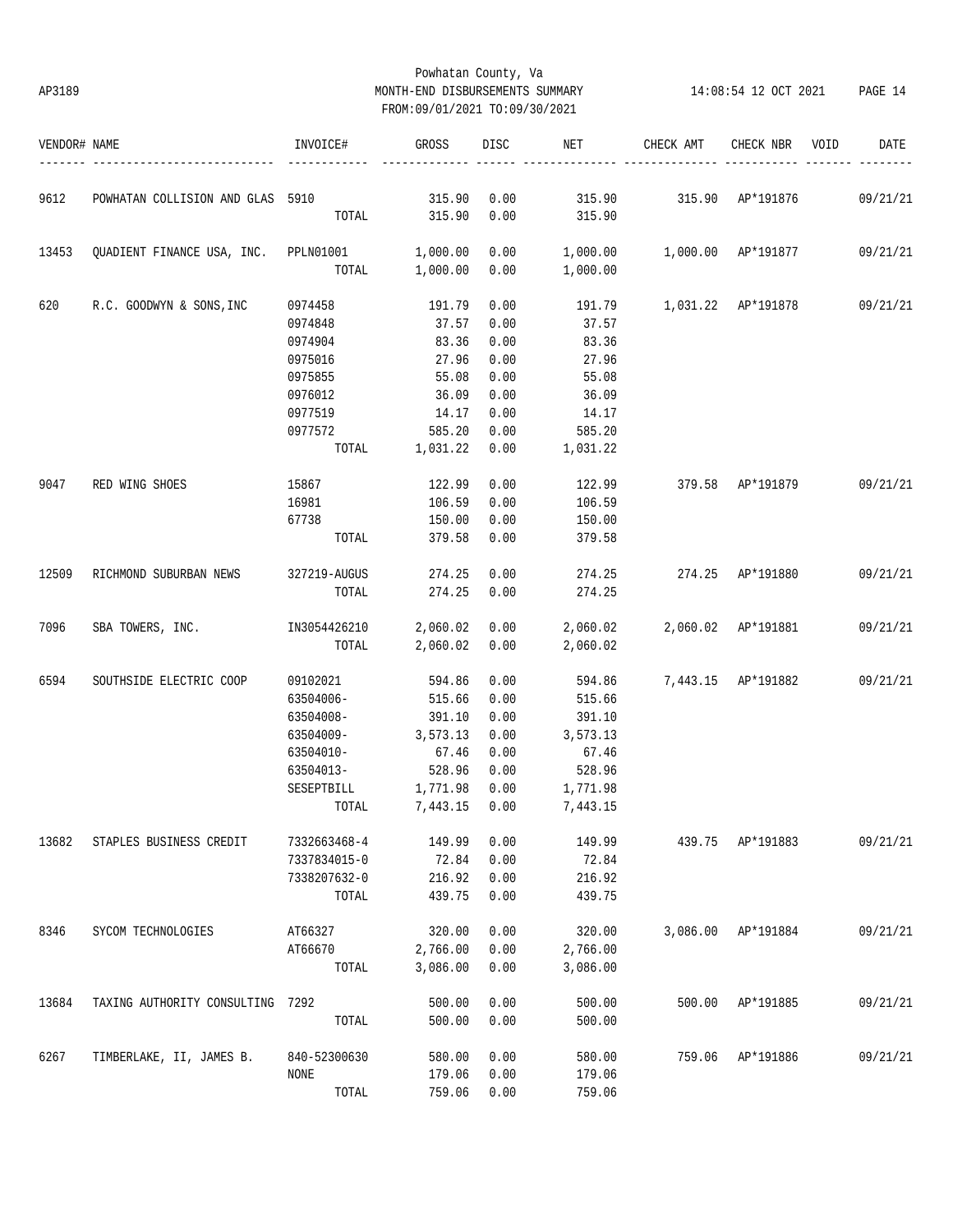Powhatan County, Va
AP3189 MONTH-END DISBURSEMENTS SUMMARY 14:08:54 12 OCT 2021
FROM:09/01/2021 TO:09/30/2021

| VENDOR# | NAME | INVOICE# | GROSS | DISC | NET | CHECK AMT | CHECK NBR | VOID | DATE |
|---|---|---|---|---|---|---|---|---|---|
| 9612 | POWHATAN COLLISION AND GLAS | 5910 | 315.90 | 0.00 | 315.90 | 315.90 | AP*191876 | | 09/21/21 |
| | | TOTAL | 315.90 | 0.00 | 315.90 | | | | |
| 13453 | QUADIENT FINANCE USA, INC. | PPLN01001 | 1,000.00 | 0.00 | 1,000.00 | 1,000.00 | AP*191877 | | 09/21/21 |
| | | TOTAL | 1,000.00 | 0.00 | 1,000.00 | | | | |
| 620 | R.C. GOODWYN & SONS,INC | 0974458 | 191.79 | 0.00 | 191.79 | 1,031.22 | AP*191878 | | 09/21/21 |
| | | 0974848 | 37.57 | 0.00 | 37.57 | | | | |
| | | 0974904 | 83.36 | 0.00 | 83.36 | | | | |
| | | 0975016 | 27.96 | 0.00 | 27.96 | | | | |
| | | 0975855 | 55.08 | 0.00 | 55.08 | | | | |
| | | 0976012 | 36.09 | 0.00 | 36.09 | | | | |
| | | 0977519 | 14.17 | 0.00 | 14.17 | | | | |
| | | 0977572 | 585.20 | 0.00 | 585.20 | | | | |
| | | TOTAL | 1,031.22 | 0.00 | 1,031.22 | | | | |
| 9047 | RED WING SHOES | 15867 | 122.99 | 0.00 | 122.99 | 379.58 | AP*191879 | | 09/21/21 |
| | | 16981 | 106.59 | 0.00 | 106.59 | | | | |
| | | 67738 | 150.00 | 0.00 | 150.00 | | | | |
| | | TOTAL | 379.58 | 0.00 | 379.58 | | | | |
| 12509 | RICHMOND SUBURBAN NEWS | 327219-AUGUS | 274.25 | 0.00 | 274.25 | 274.25 | AP*191880 | | 09/21/21 |
| | | TOTAL | 274.25 | 0.00 | 274.25 | | | | |
| 7096 | SBA TOWERS, INC. | IN3054426210 | 2,060.02 | 0.00 | 2,060.02 | 2,060.02 | AP*191881 | | 09/21/21 |
| | | TOTAL | 2,060.02 | 0.00 | 2,060.02 | | | | |
| 6594 | SOUTHSIDE ELECTRIC COOP | 09102021 | 594.86 | 0.00 | 594.86 | 7,443.15 | AP*191882 | | 09/21/21 |
| | | 63504006- | 515.66 | 0.00 | 515.66 | | | | |
| | | 63504008- | 391.10 | 0.00 | 391.10 | | | | |
| | | 63504009- | 3,573.13 | 0.00 | 3,573.13 | | | | |
| | | 63504010- | 67.46 | 0.00 | 67.46 | | | | |
| | | 63504013- | 528.96 | 0.00 | 528.96 | | | | |
| | | SESEPTBILL | 1,771.98 | 0.00 | 1,771.98 | | | | |
| | | TOTAL | 7,443.15 | 0.00 | 7,443.15 | | | | |
| 13682 | STAPLES BUSINESS CREDIT | 7332663468-4 | 149.99 | 0.00 | 149.99 | 439.75 | AP*191883 | | 09/21/21 |
| | | 7337834015-0 | 72.84 | 0.00 | 72.84 | | | | |
| | | 7338207632-0 | 216.92 | 0.00 | 216.92 | | | | |
| | | TOTAL | 439.75 | 0.00 | 439.75 | | | | |
| 8346 | SYCOM TECHNOLOGIES | AT66327 | 320.00 | 0.00 | 320.00 | 3,086.00 | AP*191884 | | 09/21/21 |
| | | AT66670 | 2,766.00 | 0.00 | 2,766.00 | | | | |
| | | TOTAL | 3,086.00 | 0.00 | 3,086.00 | | | | |
| 13684 | TAXING AUTHORITY CONSULTING | 7292 | 500.00 | 0.00 | 500.00 | 500.00 | AP*191885 | | 09/21/21 |
| | | TOTAL | 500.00 | 0.00 | 500.00 | | | | |
| 6267 | TIMBERLAKE, II, JAMES B. | 840-52300630 | 580.00 | 0.00 | 580.00 | 759.06 | AP*191886 | | 09/21/21 |
| | | NONE | 179.06 | 0.00 | 179.06 | | | | |
| | | TOTAL | 759.06 | 0.00 | 759.06 | | | | |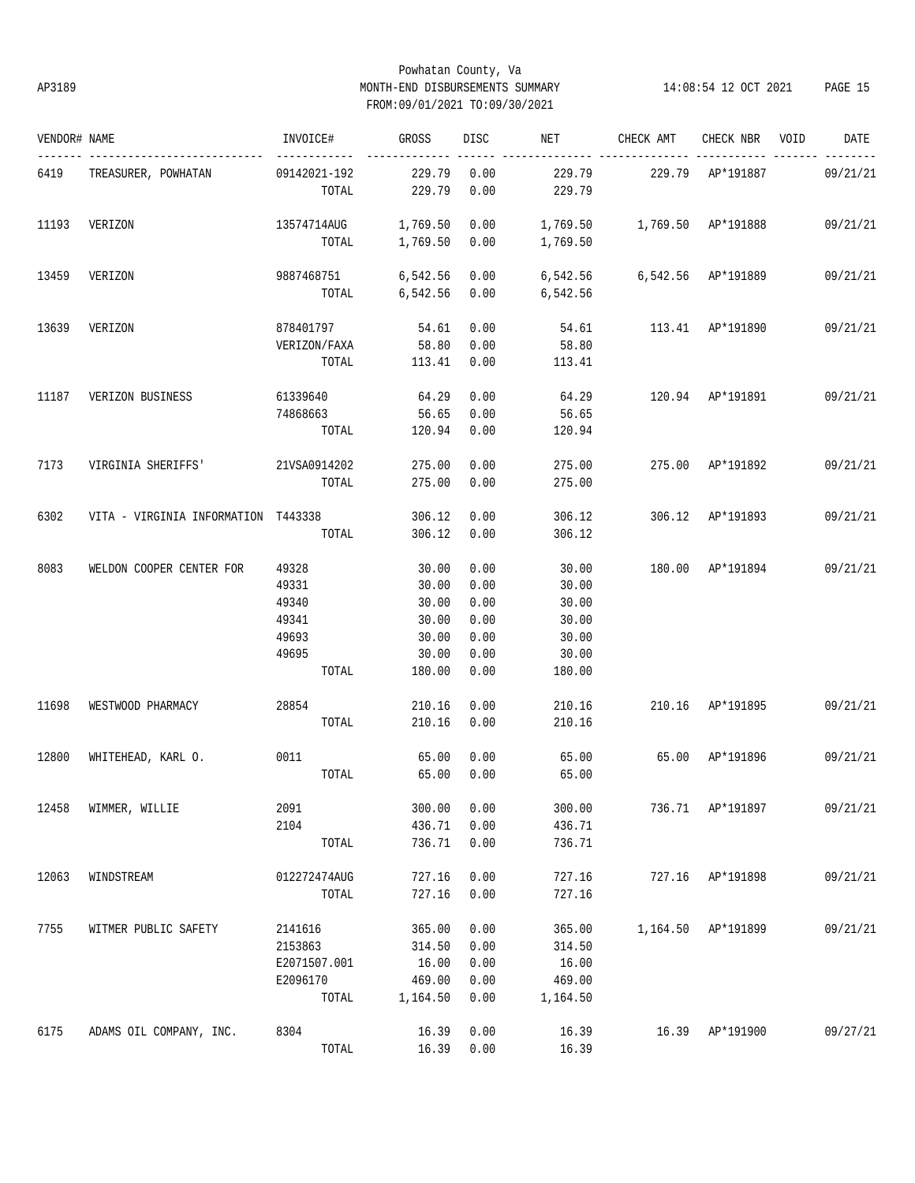Powhatan County, Va
AP3189 MONTH-END DISBURSEMENTS SUMMARY 14:08:54 12 OCT 2021
FROM:09/01/2021 TO:09/30/2021

| VENDOR# | NAME | INVOICE# | GROSS | DISC | NET | CHECK AMT | CHECK NBR | VOID | DATE |
|---|---|---|---|---|---|---|---|---|---|
| 6419 | TREASURER, POWHATAN | 09142021-192 | 229.79 | 0.00 | 229.79 | 229.79 | AP*191887 | | 09/21/21 |
| | | TOTAL | 229.79 | 0.00 | 229.79 | | | | |
| 11193 | VERIZON | 13574714AUG | 1,769.50 | 0.00 | 1,769.50 | 1,769.50 | AP*191888 | | 09/21/21 |
| | | TOTAL | 1,769.50 | 0.00 | 1,769.50 | | | | |
| 13459 | VERIZON | 9887468751 | 6,542.56 | 0.00 | 6,542.56 | 6,542.56 | AP*191889 | | 09/21/21 |
| | | TOTAL | 6,542.56 | 0.00 | 6,542.56 | | | | |
| 13639 | VERIZON | 878401797 | 54.61 | 0.00 | 54.61 | 113.41 | AP*191890 | | 09/21/21 |
| | | VERIZON/FAXA | 58.80 | 0.00 | 58.80 | | | | |
| | | TOTAL | 113.41 | 0.00 | 113.41 | | | | |
| 11187 | VERIZON BUSINESS | 61339640 | 64.29 | 0.00 | 64.29 | 120.94 | AP*191891 | | 09/21/21 |
| | | 74868663 | 56.65 | 0.00 | 56.65 | | | | |
| | | TOTAL | 120.94 | 0.00 | 120.94 | | | | |
| 7173 | VIRGINIA SHERIFFS' | 21VSA0914202 | 275.00 | 0.00 | 275.00 | 275.00 | AP*191892 | | 09/21/21 |
| | | TOTAL | 275.00 | 0.00 | 275.00 | | | | |
| 6302 | VITA - VIRGINIA INFORMATION | T443338 | 306.12 | 0.00 | 306.12 | 306.12 | AP*191893 | | 09/21/21 |
| | | TOTAL | 306.12 | 0.00 | 306.12 | | | | |
| 8083 | WELDON COOPER CENTER FOR | 49328 | 30.00 | 0.00 | 30.00 | 180.00 | AP*191894 | | 09/21/21 |
| | | 49331 | 30.00 | 0.00 | 30.00 | | | | |
| | | 49340 | 30.00 | 0.00 | 30.00 | | | | |
| | | 49341 | 30.00 | 0.00 | 30.00 | | | | |
| | | 49693 | 30.00 | 0.00 | 30.00 | | | | |
| | | 49695 | 30.00 | 0.00 | 30.00 | | | | |
| | | TOTAL | 180.00 | 0.00 | 180.00 | | | | |
| 11698 | WESTWOOD PHARMACY | 28854 | 210.16 | 0.00 | 210.16 | 210.16 | AP*191895 | | 09/21/21 |
| | | TOTAL | 210.16 | 0.00 | 210.16 | | | | |
| 12800 | WHITEHEAD, KARL O. | 0011 | 65.00 | 0.00 | 65.00 | 65.00 | AP*191896 | | 09/21/21 |
| | | TOTAL | 65.00 | 0.00 | 65.00 | | | | |
| 12458 | WIMMER, WILLIE | 2091 | 300.00 | 0.00 | 300.00 | 736.71 | AP*191897 | | 09/21/21 |
| | | 2104 | 436.71 | 0.00 | 436.71 | | | | |
| | | TOTAL | 736.71 | 0.00 | 736.71 | | | | |
| 12063 | WINDSTREAM | 012272474AUG | 727.16 | 0.00 | 727.16 | 727.16 | AP*191898 | | 09/21/21 |
| | | TOTAL | 727.16 | 0.00 | 727.16 | | | | |
| 7755 | WITMER PUBLIC SAFETY | 2141616 | 365.00 | 0.00 | 365.00 | 1,164.50 | AP*191899 | | 09/21/21 |
| | | 2153863 | 314.50 | 0.00 | 314.50 | | | | |
| | | E2071507.001 | 16.00 | 0.00 | 16.00 | | | | |
| | | E2096170 | 469.00 | 0.00 | 469.00 | | | | |
| | | TOTAL | 1,164.50 | 0.00 | 1,164.50 | | | | |
| 6175 | ADAMS OIL COMPANY, INC. | 8304 | 16.39 | 0.00 | 16.39 | 16.39 | AP*191900 | | 09/27/21 |
| | | TOTAL | 16.39 | 0.00 | 16.39 | | | | |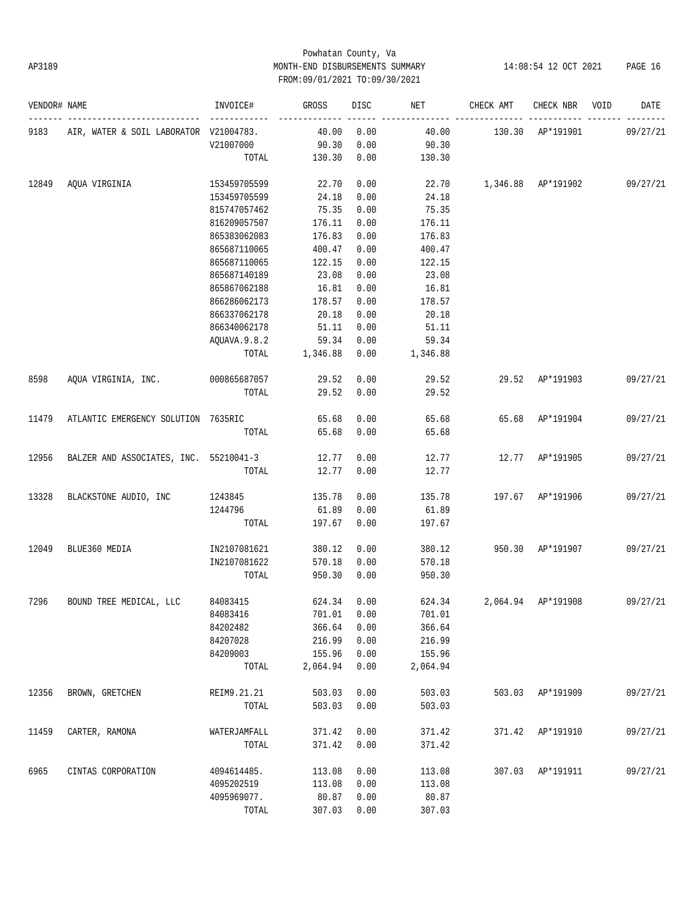Powhatan County, Va
AP3189 MONTH-END DISBURSEMENTS SUMMARY 14:08:54 12 OCT 2021
FROM:09/01/2021 TO:09/30/2021

| VENDOR# | NAME | INVOICE# | GROSS | DISC | NET | CHECK AMT | CHECK NBR | VOID | DATE |
|---|---|---|---|---|---|---|---|---|---|
| 9183 | AIR, WATER & SOIL LABORATOR | V21004783. | 40.00 | 0.00 | 40.00 | 130.30 | AP*191901 | | 09/27/21 |
| | | V21007000 | 90.30 | 0.00 | 90.30 | | | | |
| | | TOTAL | 130.30 | 0.00 | 130.30 | | | | |
| 12849 | AQUA VIRGINIA | 153459705599 | 22.70 | 0.00 | 22.70 | 1,346.88 | AP*191902 | | 09/27/21 |
| | | 153459705599 | 24.18 | 0.00 | 24.18 | | | | |
| | | 815747057462 | 75.35 | 0.00 | 75.35 | | | | |
| | | 816209057507 | 176.11 | 0.00 | 176.11 | | | | |
| | | 865383062083 | 176.83 | 0.00 | 176.83 | | | | |
| | | 865687110065 | 400.47 | 0.00 | 400.47 | | | | |
| | | 865687110065 | 122.15 | 0.00 | 122.15 | | | | |
| | | 865687140189 | 23.08 | 0.00 | 23.08 | | | | |
| | | 865867062188 | 16.81 | 0.00 | 16.81 | | | | |
| | | 866286062173 | 178.57 | 0.00 | 178.57 | | | | |
| | | 866337062178 | 20.18 | 0.00 | 20.18 | | | | |
| | | 866340062178 | 51.11 | 0.00 | 51.11 | | | | |
| | | AQUAVA.9.8.2 | 59.34 | 0.00 | 59.34 | | | | |
| | | TOTAL | 1,346.88 | 0.00 | 1,346.88 | | | | |
| 8598 | AQUA VIRGINIA, INC. | 000865687057 | 29.52 | 0.00 | 29.52 | 29.52 | AP*191903 | | 09/27/21 |
| | | TOTAL | 29.52 | 0.00 | 29.52 | | | | |
| 11479 | ATLANTIC EMERGENCY SOLUTION | 7635RIC | 65.68 | 0.00 | 65.68 | 65.68 | AP*191904 | | 09/27/21 |
| | | TOTAL | 65.68 | 0.00 | 65.68 | | | | |
| 12956 | BALZER AND ASSOCIATES, INC. | 55210041-3 | 12.77 | 0.00 | 12.77 | 12.77 | AP*191905 | | 09/27/21 |
| | | TOTAL | 12.77 | 0.00 | 12.77 | | | | |
| 13328 | BLACKSTONE AUDIO, INC | 1243845 | 135.78 | 0.00 | 135.78 | 197.67 | AP*191906 | | 09/27/21 |
| | | 1244796 | 61.89 | 0.00 | 61.89 | | | | |
| | | TOTAL | 197.67 | 0.00 | 197.67 | | | | |
| 12049 | BLUE360 MEDIA | IN2107081621 | 380.12 | 0.00 | 380.12 | 950.30 | AP*191907 | | 09/27/21 |
| | | IN2107081622 | 570.18 | 0.00 | 570.18 | | | | |
| | | TOTAL | 950.30 | 0.00 | 950.30 | | | | |
| 7296 | BOUND TREE MEDICAL, LLC | 84083415 | 624.34 | 0.00 | 624.34 | 2,064.94 | AP*191908 | | 09/27/21 |
| | | 84083416 | 701.01 | 0.00 | 701.01 | | | | |
| | | 84202482 | 366.64 | 0.00 | 366.64 | | | | |
| | | 84207028 | 216.99 | 0.00 | 216.99 | | | | |
| | | 84209003 | 155.96 | 0.00 | 155.96 | | | | |
| | | TOTAL | 2,064.94 | 0.00 | 2,064.94 | | | | |
| 12356 | BROWN, GRETCHEN | REIM9.21.21 | 503.03 | 0.00 | 503.03 | 503.03 | AP*191909 | | 09/27/21 |
| | | TOTAL | 503.03 | 0.00 | 503.03 | | | | |
| 11459 | CARTER, RAMONA | WATERJAMFALL | 371.42 | 0.00 | 371.42 | 371.42 | AP*191910 | | 09/27/21 |
| | | TOTAL | 371.42 | 0.00 | 371.42 | | | | |
| 6965 | CINTAS CORPORATION | 4094614485. | 113.08 | 0.00 | 113.08 | 307.03 | AP*191911 | | 09/27/21 |
| | | 4095202519 | 113.08 | 0.00 | 113.08 | | | | |
| | | 4095969077. | 80.87 | 0.00 | 80.87 | | | | |
| | | TOTAL | 307.03 | 0.00 | 307.03 | | | | |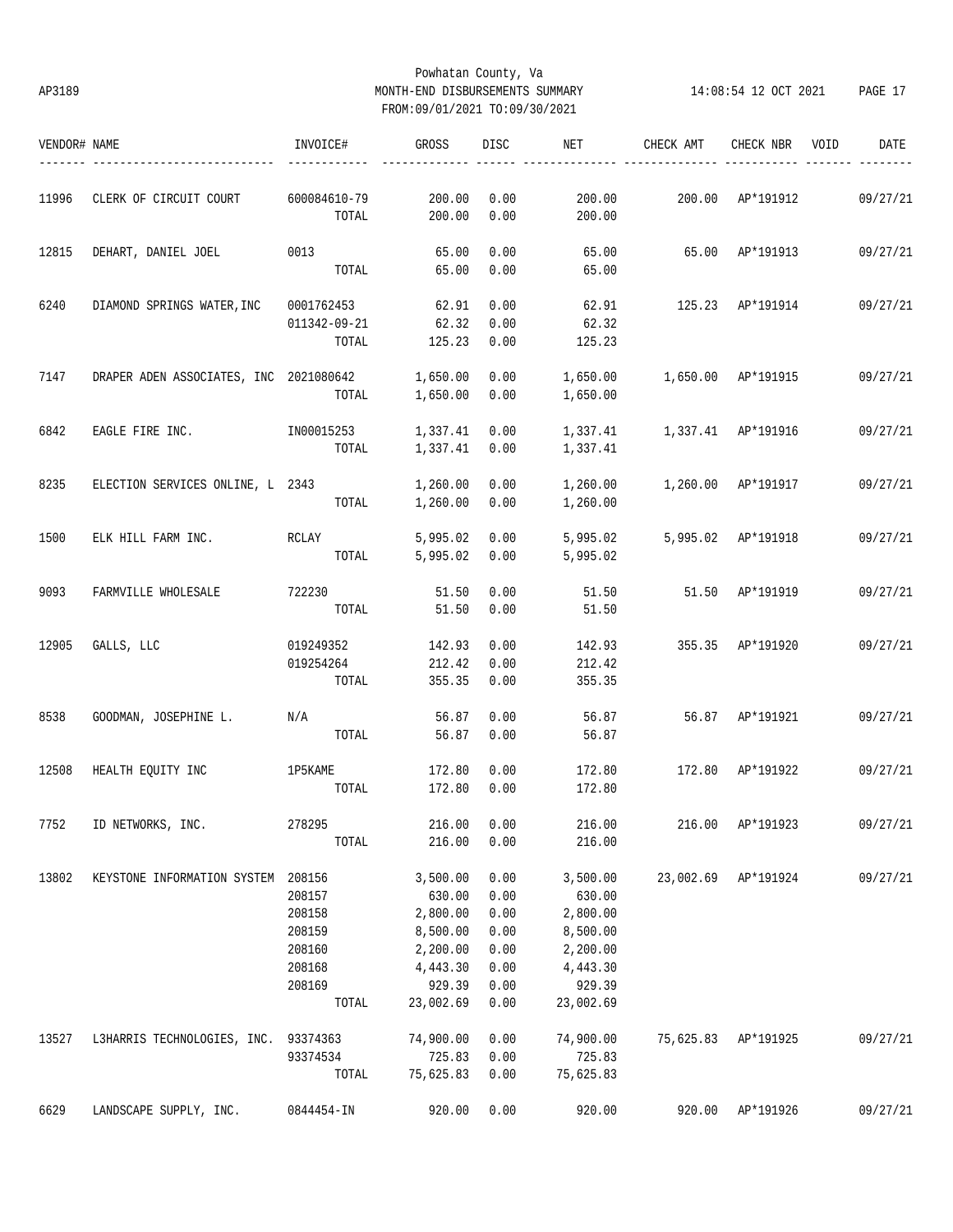Powhatan County, Va
AP3189 MONTH-END DISBURSEMENTS SUMMARY 14:08:54 12 OCT 2021 PAGE 17
FROM:09/01/2021 TO:09/30/2021

| VENDOR# | NAME | INVOICE# | GROSS | DISC | NET | CHECK AMT | CHECK NBR | VOID | DATE |
|---|---|---|---|---|---|---|---|---|---|
| 11996 | CLERK OF CIRCUIT COURT | 600084610-79 | 200.00 | 0.00 | 200.00 | 200.00 | AP*191912 | | 09/27/21 |
| | | TOTAL | 200.00 | 0.00 | 200.00 | | | | |
| 12815 | DEHART, DANIEL JOEL | 0013 | 65.00 | 0.00 | 65.00 | 65.00 | AP*191913 | | 09/27/21 |
| | | TOTAL | 65.00 | 0.00 | 65.00 | | | | |
| 6240 | DIAMOND SPRINGS WATER,INC | 0001762453 | 62.91 | 0.00 | 62.91 | 125.23 | AP*191914 | | 09/27/21 |
| | | 011342-09-21 | 62.32 | 0.00 | 62.32 | | | | |
| | | TOTAL | 125.23 | 0.00 | 125.23 | | | | |
| 7147 | DRAPER ADEN ASSOCIATES, INC | 2021080642 | 1,650.00 | 0.00 | 1,650.00 | 1,650.00 | AP*191915 | | 09/27/21 |
| | | TOTAL | 1,650.00 | 0.00 | 1,650.00 | | | | |
| 6842 | EAGLE FIRE INC. | IN00015253 | 1,337.41 | 0.00 | 1,337.41 | 1,337.41 | AP*191916 | | 09/27/21 |
| | | TOTAL | 1,337.41 | 0.00 | 1,337.41 | | | | |
| 8235 | ELECTION SERVICES ONLINE, L | 2343 | 1,260.00 | 0.00 | 1,260.00 | 1,260.00 | AP*191917 | | 09/27/21 |
| | | TOTAL | 1,260.00 | 0.00 | 1,260.00 | | | | |
| 1500 | ELK HILL FARM INC. | RCLAY | 5,995.02 | 0.00 | 5,995.02 | 5,995.02 | AP*191918 | | 09/27/21 |
| | | TOTAL | 5,995.02 | 0.00 | 5,995.02 | | | | |
| 9093 | FARMVILLE WHOLESALE | 722230 | 51.50 | 0.00 | 51.50 | 51.50 | AP*191919 | | 09/27/21 |
| | | TOTAL | 51.50 | 0.00 | 51.50 | | | | |
| 12905 | GALLS, LLC | 019249352 | 142.93 | 0.00 | 142.93 | 355.35 | AP*191920 | | 09/27/21 |
| | | 019254264 | 212.42 | 0.00 | 212.42 | | | | |
| | | TOTAL | 355.35 | 0.00 | 355.35 | | | | |
| 8538 | GOODMAN, JOSEPHINE L. | N/A | 56.87 | 0.00 | 56.87 | 56.87 | AP*191921 | | 09/27/21 |
| | | TOTAL | 56.87 | 0.00 | 56.87 | | | | |
| 12508 | HEALTH EQUITY INC | 1P5KAME | 172.80 | 0.00 | 172.80 | 172.80 | AP*191922 | | 09/27/21 |
| | | TOTAL | 172.80 | 0.00 | 172.80 | | | | |
| 7752 | ID NETWORKS, INC. | 278295 | 216.00 | 0.00 | 216.00 | 216.00 | AP*191923 | | 09/27/21 |
| | | TOTAL | 216.00 | 0.00 | 216.00 | | | | |
| 13802 | KEYSTONE INFORMATION SYSTEM | 208156 | 3,500.00 | 0.00 | 3,500.00 | 23,002.69 | AP*191924 | | 09/27/21 |
| | | 208157 | 630.00 | 0.00 | 630.00 | | | | |
| | | 208158 | 2,800.00 | 0.00 | 2,800.00 | | | | |
| | | 208159 | 8,500.00 | 0.00 | 8,500.00 | | | | |
| | | 208160 | 2,200.00 | 0.00 | 2,200.00 | | | | |
| | | 208168 | 4,443.30 | 0.00 | 4,443.30 | | | | |
| | | 208169 | 929.39 | 0.00 | 929.39 | | | | |
| | | TOTAL | 23,002.69 | 0.00 | 23,002.69 | | | | |
| 13527 | L3HARRIS TECHNOLOGIES, INC. | 93374363 | 74,900.00 | 0.00 | 74,900.00 | 75,625.83 | AP*191925 | | 09/27/21 |
| | | 93374534 | 725.83 | 0.00 | 725.83 | | | | |
| | | TOTAL | 75,625.83 | 0.00 | 75,625.83 | | | | |
| 6629 | LANDSCAPE SUPPLY, INC. | 0844454-IN | 920.00 | 0.00 | 920.00 | 920.00 | AP*191926 | | 09/27/21 |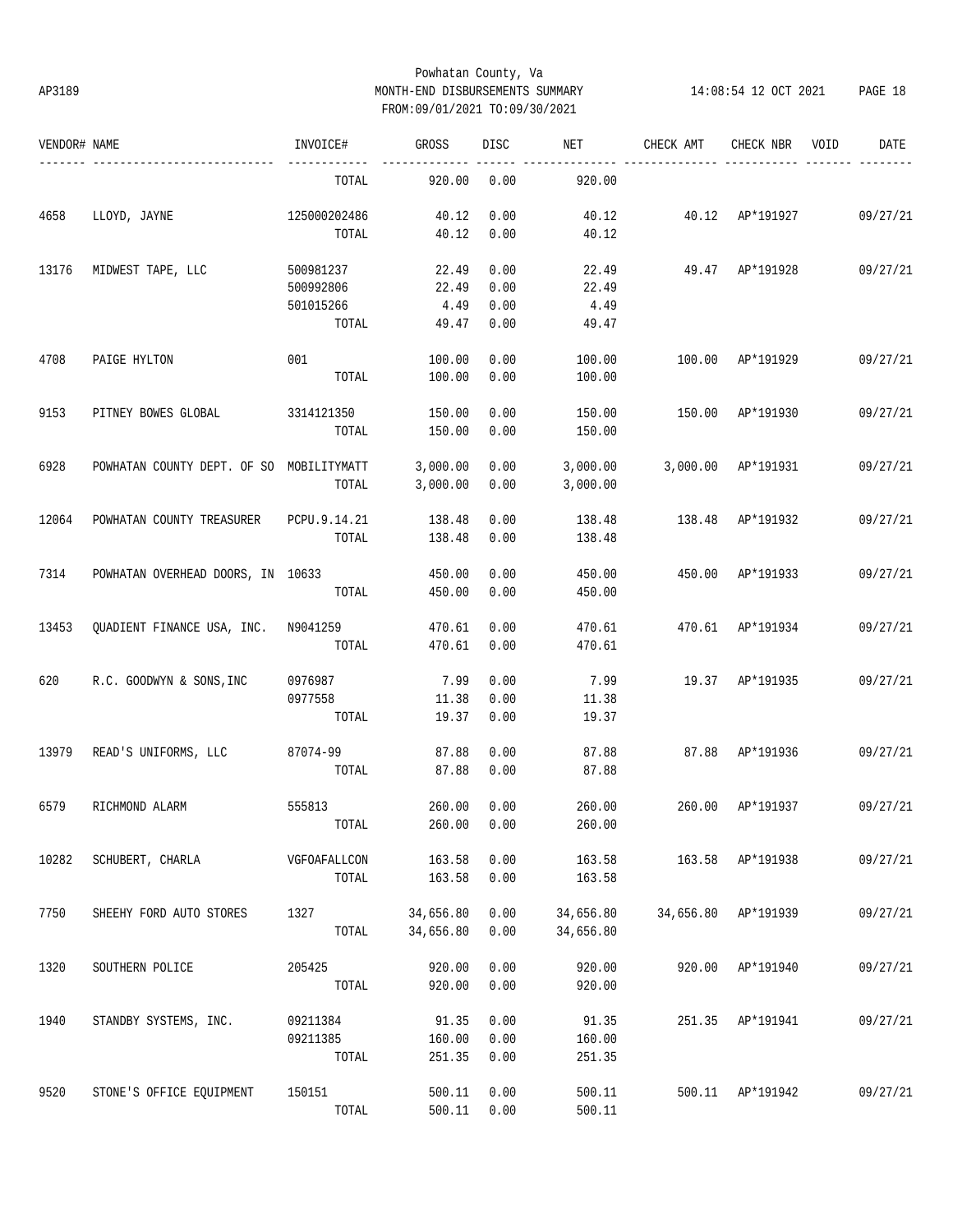Powhatan County, Va
AP3189 MONTH-END DISBURSEMENTS SUMMARY 14:08:54 12 OCT 2021
FROM:09/01/2021 TO:09/30/2021

| VENDOR# | NAME | INVOICE# | GROSS | DISC | NET | CHECK AMT | CHECK NBR | VOID | DATE |
|---|---|---|---|---|---|---|---|---|---|
| | | TOTAL | 920.00 | 0.00 | 920.00 | | | | |
| 4658 | LLOYD, JAYNE | 125000202486 | 40.12 | 0.00 | 40.12 | 40.12 | AP*191927 | | 09/27/21 |
| | | TOTAL | 40.12 | 0.00 | 40.12 | | | | |
| 13176 | MIDWEST TAPE, LLC | 500981237 | 22.49 | 0.00 | 22.49 | 49.47 | AP*191928 | | 09/27/21 |
| | | 500992806 | 22.49 | 0.00 | 22.49 | | | | |
| | | 501015266 | 4.49 | 0.00 | 4.49 | | | | |
| | | TOTAL | 49.47 | 0.00 | 49.47 | | | | |
| 4708 | PAIGE HYLTON | 001 | 100.00 | 0.00 | 100.00 | 100.00 | AP*191929 | | 09/27/21 |
| | | TOTAL | 100.00 | 0.00 | 100.00 | | | | |
| 9153 | PITNEY BOWES GLOBAL | 3314121350 | 150.00 | 0.00 | 150.00 | 150.00 | AP*191930 | | 09/27/21 |
| | | TOTAL | 150.00 | 0.00 | 150.00 | | | | |
| 6928 | POWHATAN COUNTY DEPT. OF SO | MOBILITYMATT | 3,000.00 | 0.00 | 3,000.00 | 3,000.00 | AP*191931 | | 09/27/21 |
| | | TOTAL | 3,000.00 | 0.00 | 3,000.00 | | | | |
| 12064 | POWHATAN COUNTY TREASURER | PCPU.9.14.21 | 138.48 | 0.00 | 138.48 | 138.48 | AP*191932 | | 09/27/21 |
| | | TOTAL | 138.48 | 0.00 | 138.48 | | | | |
| 7314 | POWHATAN OVERHEAD DOORS, IN | 10633 | 450.00 | 0.00 | 450.00 | 450.00 | AP*191933 | | 09/27/21 |
| | | TOTAL | 450.00 | 0.00 | 450.00 | | | | |
| 13453 | QUADIENT FINANCE USA, INC. | N9041259 | 470.61 | 0.00 | 470.61 | 470.61 | AP*191934 | | 09/27/21 |
| | | TOTAL | 470.61 | 0.00 | 470.61 | | | | |
| 620 | R.C. GOODWYN & SONS,INC | 0976987 | 7.99 | 0.00 | 7.99 | 19.37 | AP*191935 | | 09/27/21 |
| | | 0977558 | 11.38 | 0.00 | 11.38 | | | | |
| | | TOTAL | 19.37 | 0.00 | 19.37 | | | | |
| 13979 | READ'S UNIFORMS, LLC | 87074-99 | 87.88 | 0.00 | 87.88 | 87.88 | AP*191936 | | 09/27/21 |
| | | TOTAL | 87.88 | 0.00 | 87.88 | | | | |
| 6579 | RICHMOND ALARM | 555813 | 260.00 | 0.00 | 260.00 | 260.00 | AP*191937 | | 09/27/21 |
| | | TOTAL | 260.00 | 0.00 | 260.00 | | | | |
| 10282 | SCHUBERT, CHARLA | VGFOAFALLCON | 163.58 | 0.00 | 163.58 | 163.58 | AP*191938 | | 09/27/21 |
| | | TOTAL | 163.58 | 0.00 | 163.58 | | | | |
| 7750 | SHEEHY FORD AUTO STORES | 1327 | 34,656.80 | 0.00 | 34,656.80 | 34,656.80 | AP*191939 | | 09/27/21 |
| | | TOTAL | 34,656.80 | 0.00 | 34,656.80 | | | | |
| 1320 | SOUTHERN POLICE | 205425 | 920.00 | 0.00 | 920.00 | 920.00 | AP*191940 | | 09/27/21 |
| | | TOTAL | 920.00 | 0.00 | 920.00 | | | | |
| 1940 | STANDBY SYSTEMS, INC. | 09211384 | 91.35 | 0.00 | 91.35 | 251.35 | AP*191941 | | 09/27/21 |
| | | 09211385 | 160.00 | 0.00 | 160.00 | | | | |
| | | TOTAL | 251.35 | 0.00 | 251.35 | | | | |
| 9520 | STONE'S OFFICE EQUIPMENT | 150151 | 500.11 | 0.00 | 500.11 | 500.11 | AP*191942 | | 09/27/21 |
| | | TOTAL | 500.11 | 0.00 | 500.11 | | | | |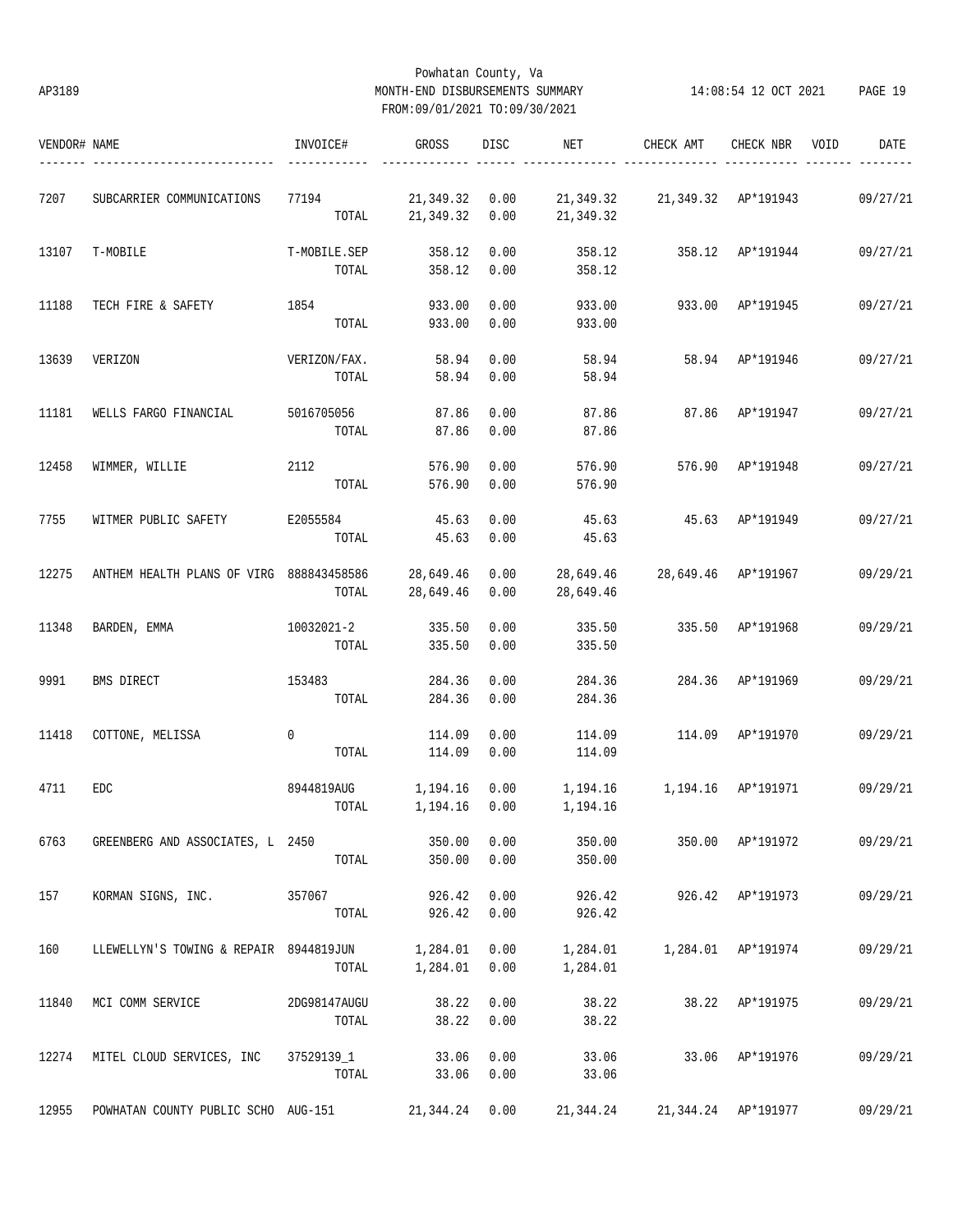Powhatan County, Va
AP3189 MONTH-END DISBURSEMENTS SUMMARY 14:08:54 12 OCT 2021
FROM:09/01/2021 TO:09/30/2021

| VENDOR# | NAME | INVOICE# | GROSS | DISC | NET | CHECK AMT | CHECK NBR | VOID | DATE |
|---|---|---|---|---|---|---|---|---|---|
| 7207 | SUBCARRIER COMMUNICATIONS | 77194 | 21,349.32 | 0.00 | 21,349.32 | 21,349.32 | AP*191943 | | 09/27/21 |
| | | TOTAL | 21,349.32 | 0.00 | 21,349.32 | | | | |
| 13107 | T-MOBILE | T-MOBILE.SEP | 358.12 | 0.00 | 358.12 | 358.12 | AP*191944 | | 09/27/21 |
| | | TOTAL | 358.12 | 0.00 | 358.12 | | | | |
| 11188 | TECH FIRE & SAFETY | 1854 | 933.00 | 0.00 | 933.00 | 933.00 | AP*191945 | | 09/27/21 |
| | | TOTAL | 933.00 | 0.00 | 933.00 | | | | |
| 13639 | VERIZON | VERIZON/FAX. | 58.94 | 0.00 | 58.94 | 58.94 | AP*191946 | | 09/27/21 |
| | | TOTAL | 58.94 | 0.00 | 58.94 | | | | |
| 11181 | WELLS FARGO FINANCIAL | 5016705056 | 87.86 | 0.00 | 87.86 | 87.86 | AP*191947 | | 09/27/21 |
| | | TOTAL | 87.86 | 0.00 | 87.86 | | | | |
| 12458 | WIMMER, WILLIE | 2112 | 576.90 | 0.00 | 576.90 | 576.90 | AP*191948 | | 09/27/21 |
| | | TOTAL | 576.90 | 0.00 | 576.90 | | | | |
| 7755 | WITMER PUBLIC SAFETY | E2055584 | 45.63 | 0.00 | 45.63 | 45.63 | AP*191949 | | 09/27/21 |
| | | TOTAL | 45.63 | 0.00 | 45.63 | | | | |
| 12275 | ANTHEM HEALTH PLANS OF VIRG | 888843458586 | 28,649.46 | 0.00 | 28,649.46 | 28,649.46 | AP*191967 | | 09/29/21 |
| | | TOTAL | 28,649.46 | 0.00 | 28,649.46 | | | | |
| 11348 | BARDEN, EMMA | 10032021-2 | 335.50 | 0.00 | 335.50 | 335.50 | AP*191968 | | 09/29/21 |
| | | TOTAL | 335.50 | 0.00 | 335.50 | | | | |
| 9991 | BMS DIRECT | 153483 | 284.36 | 0.00 | 284.36 | 284.36 | AP*191969 | | 09/29/21 |
| | | TOTAL | 284.36 | 0.00 | 284.36 | | | | |
| 11418 | COTTONE, MELISSA | 0 | 114.09 | 0.00 | 114.09 | 114.09 | AP*191970 | | 09/29/21 |
| | | TOTAL | 114.09 | 0.00 | 114.09 | | | | |
| 4711 | EDC | 8944819AUG | 1,194.16 | 0.00 | 1,194.16 | 1,194.16 | AP*191971 | | 09/29/21 |
| | | TOTAL | 1,194.16 | 0.00 | 1,194.16 | | | | |
| 6763 | GREENBERG AND ASSOCIATES, L | 2450 | 350.00 | 0.00 | 350.00 | 350.00 | AP*191972 | | 09/29/21 |
| | | TOTAL | 350.00 | 0.00 | 350.00 | | | | |
| 157 | KORMAN SIGNS, INC. | 357067 | 926.42 | 0.00 | 926.42 | 926.42 | AP*191973 | | 09/29/21 |
| | | TOTAL | 926.42 | 0.00 | 926.42 | | | | |
| 160 | LLEWELLYN'S TOWING & REPAIR | 8944819JUN | 1,284.01 | 0.00 | 1,284.01 | 1,284.01 | AP*191974 | | 09/29/21 |
| | | TOTAL | 1,284.01 | 0.00 | 1,284.01 | | | | |
| 11840 | MCI COMM SERVICE | 2DG98147AUGU | 38.22 | 0.00 | 38.22 | 38.22 | AP*191975 | | 09/29/21 |
| | | TOTAL | 38.22 | 0.00 | 38.22 | | | | |
| 12274 | MITEL CLOUD SERVICES, INC | 37529139_1 | 33.06 | 0.00 | 33.06 | 33.06 | AP*191976 | | 09/29/21 |
| | | TOTAL | 33.06 | 0.00 | 33.06 | | | | |
| 12955 | POWHATAN COUNTY PUBLIC SCHO | AUG-151 | 21,344.24 | 0.00 | 21,344.24 | 21,344.24 | AP*191977 | | 09/29/21 |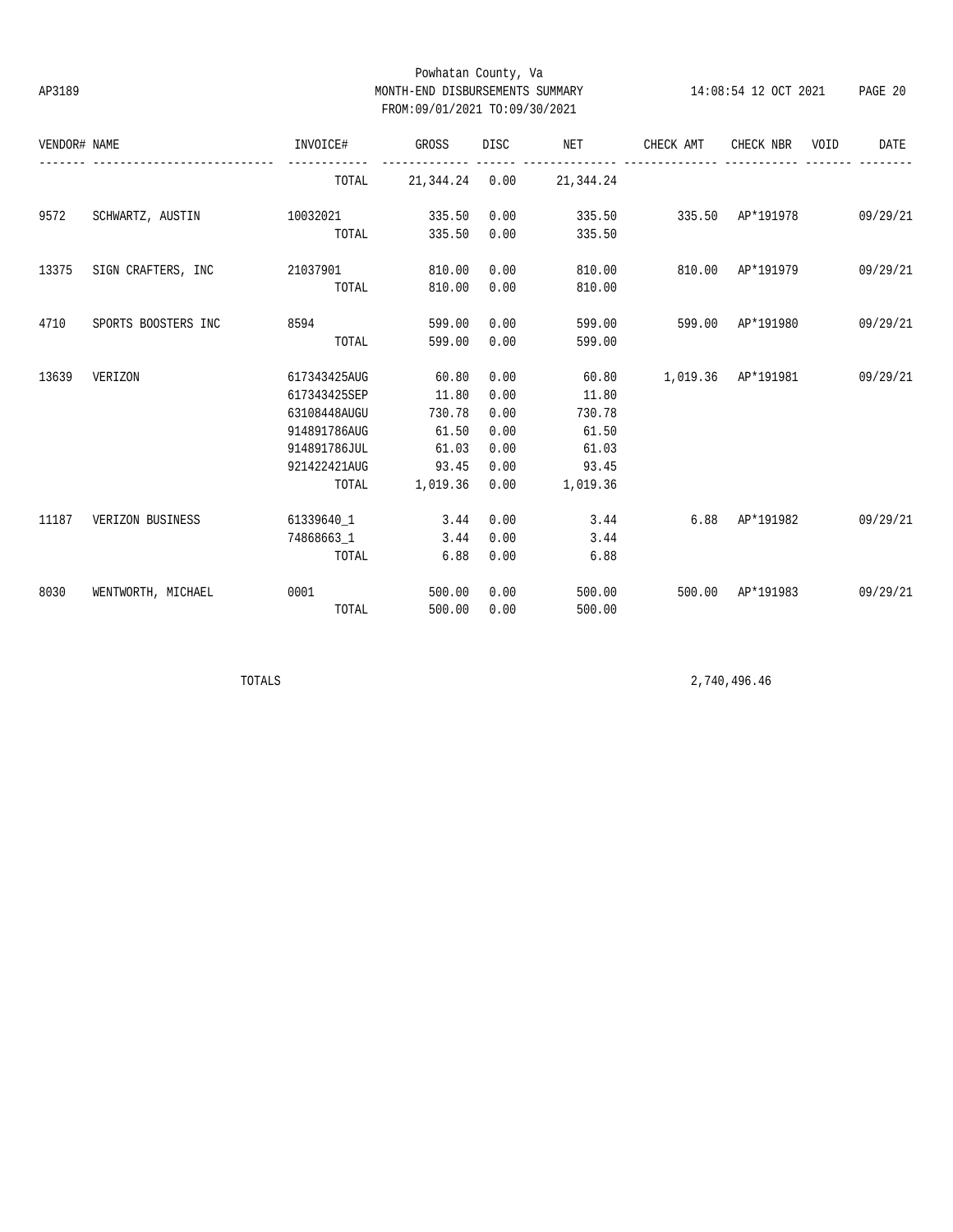Powhatan County, Va
MONTH-END DISBURSEMENTS SUMMARY
FROM:09/01/2021 TO:09/30/2021

| VENDOR# | NAME | INVOICE# | GROSS | DISC | NET | CHECK AMT | CHECK NBR | VOID | DATE |
|---|---|---|---|---|---|---|---|---|---|
| | | TOTAL | 21,344.24 | 0.00 | 21,344.24 | | | | |
| 9572 | SCHWARTZ, AUSTIN | 10032021 | 335.50 | 0.00 | 335.50 | 335.50 | AP*191978 | | 09/29/21 |
| | | TOTAL | 335.50 | 0.00 | 335.50 | | | | |
| 13375 | SIGN CRAFTERS, INC | 21037901 | 810.00 | 0.00 | 810.00 | 810.00 | AP*191979 | | 09/29/21 |
| | | TOTAL | 810.00 | 0.00 | 810.00 | | | | |
| 4710 | SPORTS BOOSTERS INC | 8594 | 599.00 | 0.00 | 599.00 | 599.00 | AP*191980 | | 09/29/21 |
| | | TOTAL | 599.00 | 0.00 | 599.00 | | | | |
| 13639 | VERIZON | 617343425AUG | 60.80 | 0.00 | 60.80 | 1,019.36 | AP*191981 | | 09/29/21 |
| | | 617343425SEP | 11.80 | 0.00 | 11.80 | | | | |
| | | 63108448AUGU | 730.78 | 0.00 | 730.78 | | | | |
| | | 914891786AUG | 61.50 | 0.00 | 61.50 | | | | |
| | | 914891786JUL | 61.03 | 0.00 | 61.03 | | | | |
| | | 921422421AUG | 93.45 | 0.00 | 93.45 | | | | |
| | | TOTAL | 1,019.36 | 0.00 | 1,019.36 | | | | |
| 11187 | VERIZON BUSINESS | 61339640_1 | 3.44 | 0.00 | 3.44 | 6.88 | AP*191982 | | 09/29/21 |
| | | 74868663_1 | 3.44 | 0.00 | 3.44 | | | | |
| | | TOTAL | 6.88 | 0.00 | 6.88 | | | | |
| 8030 | WENTWORTH, MICHAEL | 0001 | 500.00 | 0.00 | 500.00 | 500.00 | AP*191983 | | 09/29/21 |
| | | TOTAL | 500.00 | 0.00 | 500.00 | | | | |

TOTALS 2,740,496.46